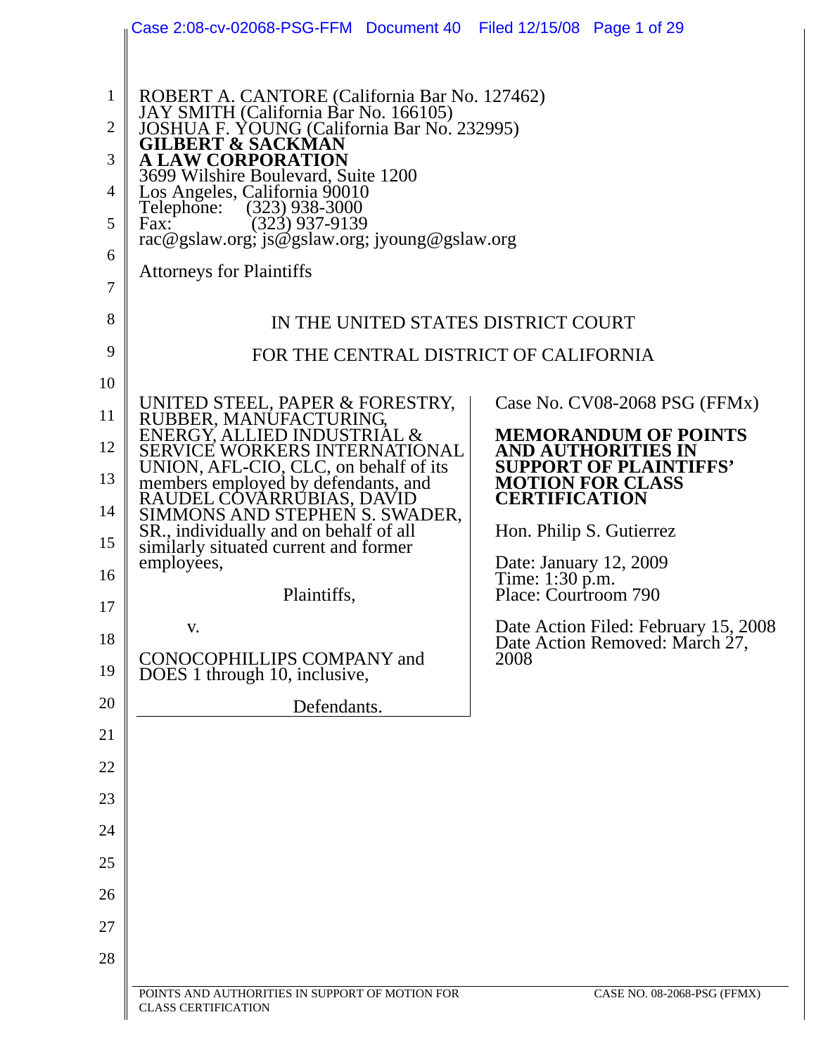ROBERT A. CANTORE (California Bar No. 127462)
JAY SMITH (California Bar No. 166105)
JOSHUA F. YOUNG (California Bar No. 232995)
**GILBERT & SACKMAN**
**A LAW CORPORATION**
3699 Wilshire Boulevard, Suite 1200
Los Angeles, California 90010
Telephone: (323) 938-3000
Fax: (323) 937-9139
rac@gslaw.org; js@gslaw.org; jyoung@gslaw.org

Attorneys for Plaintiffs

IN THE UNITED STATES DISTRICT COURT

FOR THE CENTRAL DISTRICT OF CALIFORNIA

UNITED STEEL, PAPER & FORESTRY, RUBBER, MANUFACTURING, ENERGY, ALLIED INDUSTRIAL & SERVICE WORKERS INTERNATIONAL UNION, AFL-CIO, CLC, on behalf of its members employed by defendants, and RAUDEL COVARRUBIAS, DAVID SIMMONS AND STEPHEN S. SWADER, SR., individually and on behalf of all similarly situated current and former employees,

Plaintiffs,

v.

CONOCOPHILLIPS COMPANY and DOES 1 through 10, inclusive,

Defendants.

Case No. CV08-2068 PSG (FFMx)

**MEMORANDUM OF POINTS AND AUTHORITIES IN SUPPORT OF PLAINTIFFS' MOTION FOR CLASS CERTIFICATION**

Hon. Philip S. Gutierrez

Date: January 12, 2009
Time: 1:30 p.m.
Place: Courtroom 790

Date Action Filed: February 15, 2008
Date Action Removed: March 27, 2008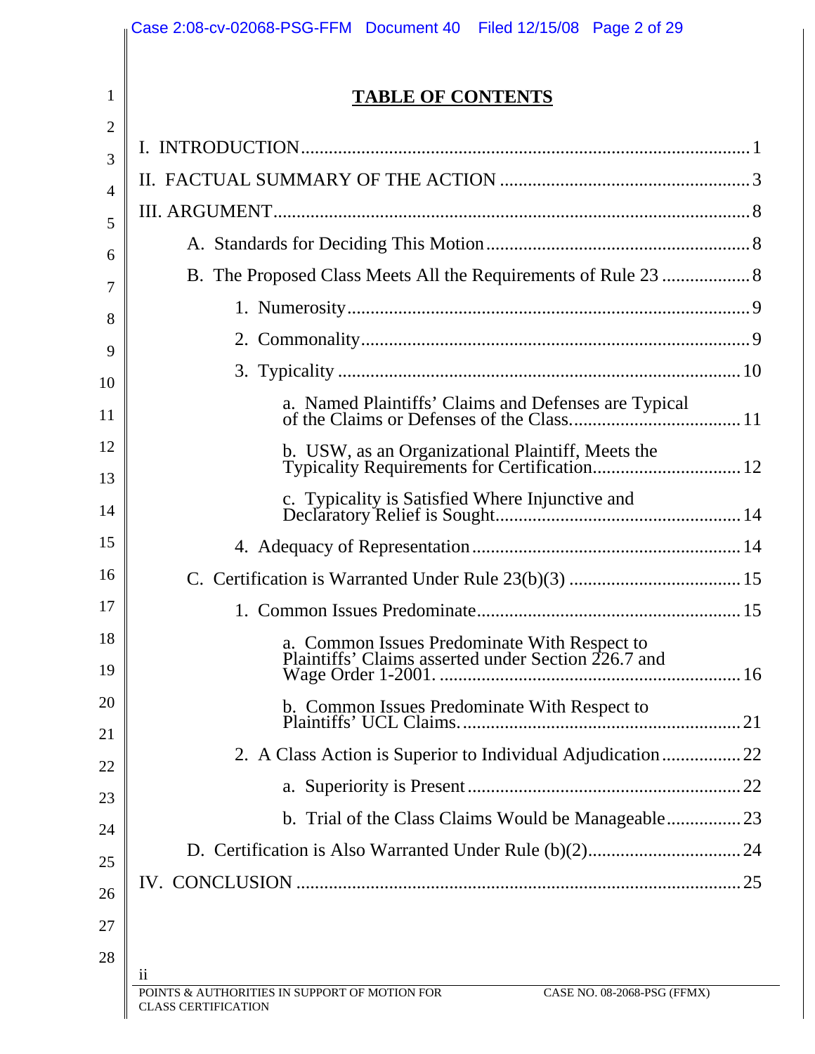# TABLE OF CONTENTS

I. INTRODUCTION ........................................................................................ 1

II. FACTUAL SUMMARY OF THE ACTION ................................................ 3

III. ARGUMENT ............................................................................................ 8

- A. Standards for Deciding This Motion ................................................ 8
- B. The Proposed Class Meets All the Requirements of Rule 23 ............ 8
  - 1. Numerosity ................................................................................ 9
  - 2. Commonality ............................................................................. 9
  - 3. Typicality ................................................................................. 10
    - a. Named Plaintiffs' Claims and Defenses are Typical of the Claims or Defenses of the Class. ........................................ 11
    - b. USW, as an Organizational Plaintiff, Meets the Typicality Requirements for Certification. ................................. 12
    - c. Typicality is Satisfied Where Injunctive and Declaratory Relief is Sought. ..................................................... 14
  - 4. Adequacy of Representation .................................................... 14
- C. Certification is Warranted Under Rule 23(b)(3) ............................. 15
  - 1. Common Issues Predominate .................................................... 15
    - a. Common Issues Predominate With Respect to Plaintiffs' Claims asserted under Section 226.7 and Wage Order 1-2001. .................................................................. 16
    - b. Common Issues Predominate With Respect to Plaintiffs' UCL Claims. ............................................................. 21
  - 2. A Class Action is Superior to Individual Adjudication ................. 22
    - a. Superiority is Present .......................................................... 22
    - b. Trial of the Class Claims Would be Manageable ................. 23
- D. Certification is Also Warranted Under Rule (b)(2) ........................... 24

IV. CONCLUSION ........................................................................................ 25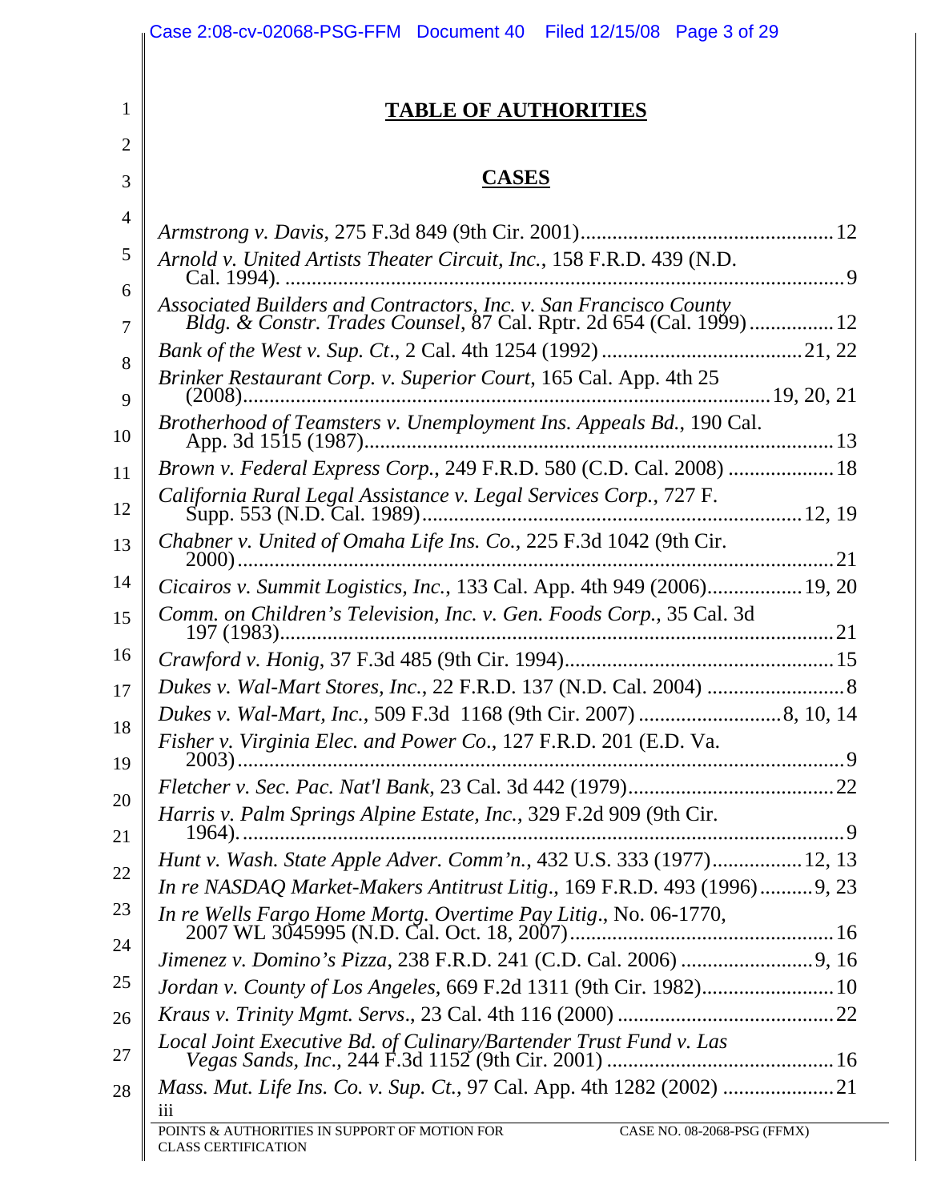# TABLE OF AUTHORITIES

## CASES

*Armstrong v. Davis*, 275 F.3d 849 (9th Cir. 2001)................................................12

*Arnold v. United Artists Theater Circuit, Inc.*, 158 F.R.D. 439 (N.D. Cal. 1994). ..........................................................................................................9

*Associated Builders and Contractors, Inc. v. San Francisco County Bldg. & Constr. Trades Counsel*, 87 Cal. Rptr. 2d 654 (Cal. 1999) ...............12

*Bank of the West v. Sup. Ct*., 2 Cal. 4th 1254 (1992) ......................................21, 22

*Brinker Restaurant Corp. v. Superior Court,* 165 Cal. App. 4th 25 (2008)...................................................................................................19, 20, 21

*Brotherhood of Teamsters v. Unemployment Ins. Appeals Bd.*, 190 Cal. App. 3d 1515 (1987).........................................................................................13

*Brown v. Federal Express Corp.*, 249 F.R.D. 580 (C.D. Cal. 2008) ....................18

*California Rural Legal Assistance v. Legal Services Corp.*, 727 F. Supp. 553 (N.D. Cal. 1989).......................................................................12, 19

*Chabner v. United of Omaha Life Ins. Co.*, 225 F.3d 1042 (9th Cir. 2000)......................................................................................................................21

*Cicairos v. Summit Logistics, Inc.*, 133 Cal. App. 4th 949 (2006)..................19, 20

*Comm. on Children's Television, Inc. v. Gen. Foods Corp.*, 35 Cal. 3d 197 (1983)...........................................................................................................21

*Crawford v. Honig*, 37 F.3d 485 (9th Cir. 1994)..................................................15

*Dukes v. Wal-Mart Stores, Inc.*, 22 F.R.D. 137 (N.D. Cal. 2004) .........................8

*Dukes v. Wal-Mart, Inc.*, 509 F.3d 1168 (9th Cir. 2007) ...........................8, 10, 14

*Fisher v. Virginia Elec. and Power Co*., 127 F.R.D. 201 (E.D. Va. 2003)........................................................................................................................9

*Fletcher v. Sec. Pac. Nat'l Bank*, 23 Cal. 3d 442 (1979).......................................22

*Harris v. Palm Springs Alpine Estate, Inc.*, 329 F.2d 909 (9th Cir. 1964). ..........................................................................................................................9

*Hunt v. Wash. State Apple Adver. Comm'n.*, 432 U.S. 333 (1977)................12, 13

*In re NASDAQ Market-Makers Antitrust Litig*., 169 F.R.D. 493 (1996)..........9, 23

*In re Wells Fargo Home Mortg. Overtime Pay Litig*., No. 06-1770, 2007 WL 3045995 (N.D. Cal. Oct. 18, 2007).................................................16

*Jimenez v. Domino's Pizza*, 238 F.R.D. 241 (C.D. Cal. 2006) .........................9, 16

*Jordan v. County of Los Angeles*, 669 F.2d 1311 (9th Cir. 1982).........................10

*Kraus v. Trinity Mgmt. Servs*., 23 Cal. 4th 116 (2000) .........................................22

*Local Joint Executive Bd. of Culinary/Bartender Trust Fund v. Las Vegas Sands, Inc*., 244 F.3d 1152 (9th Cir. 2001) ..........................................16

*Mass. Mut. Life Ins. Co. v. Sup. Ct.*, 97 Cal. App. 4th 1282 (2002) .....................21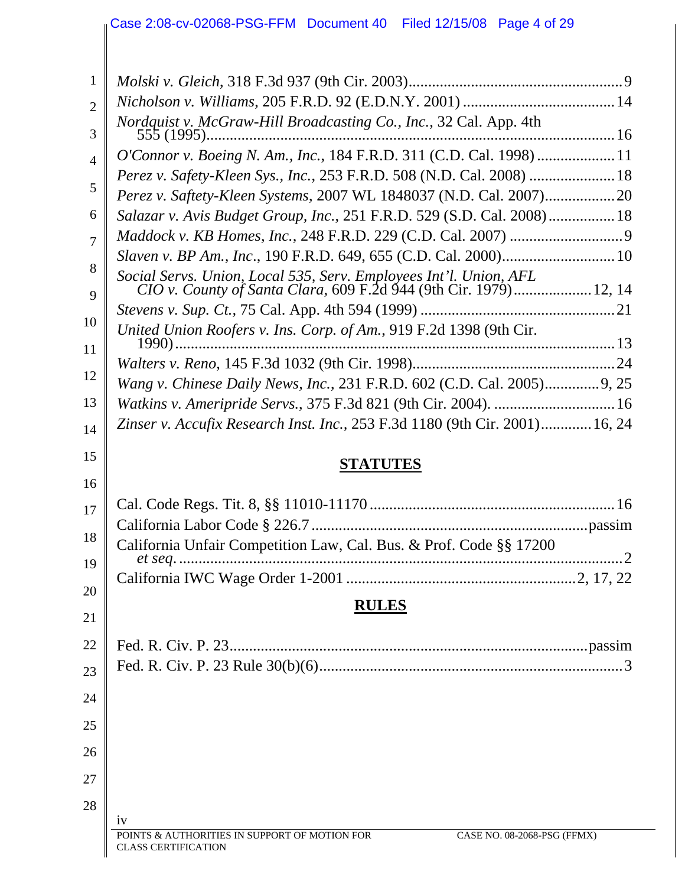*Molski v. Gleich*, 318 F.3d 937 (9th Cir. 2003)....................................................9

*Nicholson v. Williams*, 205 F.R.D. 92 (E.D.N.Y. 2001) ......................................14

*Nordquist v. McGraw-Hill Broadcasting Co., Inc.*, 32 Cal. App. 4th 555 (1995)........................................................................................................16

*O'Connor v. Boeing N. Am., Inc.*, 184 F.R.D. 311 (C.D. Cal. 1998) ....................11

*Perez v. Safety-Kleen Sys., Inc.*, 253 F.R.D. 508 (N.D. Cal. 2008) ......................18

*Perez v. Saftety-Kleen Systems*, 2007 WL 1848037 (N.D. Cal. 2007)..................20

*Salazar v. Avis Budget Group, Inc.*, 251 F.R.D. 529 (S.D. Cal. 2008).................18

*Maddock v. KB Homes, Inc.*, 248 F.R.D. 229 (C.D. Cal. 2007) .............................9

*Slaven v. BP Am., Inc*., 190 F.R.D. 649, 655 (C.D. Cal. 2000)............................10

*Social Servs. Union, Local 535, Serv. Employees Int'l. Union, AFL CIO v. County of Santa Clara*, 609 F.2d 944 (9th Cir. 1979)...................12, 14

*Stevens v. Sup. Ct.*, 75 Cal. App. 4th 594 (1999) .................................................21

*United Union Roofers v. Ins. Corp. of Am.*, 919 F.2d 1398 (9th Cir. 1990)...............................................................................................................13

*Walters v. Reno*, 145 F.3d 1032 (9th Cir. 1998)...................................................24

*Wang v. Chinese Daily News, Inc.*, 231 F.R.D. 602 (C.D. Cal. 2005).............9, 25

*Watkins v. Ameripride Servs.*, 375 F.3d 821 (9th Cir. 2004). ...............................16

*Zinser v. Accufix Research Inst. Inc.*, 253 F.3d 1180 (9th Cir. 2001).............16, 24

## STATUTES

Cal. Code Regs. Tit. 8, §§ 11010-11170 ..........................................................16

California Labor Code § 226.7 ......................................................................passim

California Unfair Competition Law, Cal. Bus. & Prof. Code §§ 17200 *et seq.* ....................................................................................................2

California IWC Wage Order 1-2001 ..........................................................2, 17, 22

## RULES

Fed. R. Civ. P. 23..........................................................................................passim

Fed. R. Civ. P. 23 Rule 30(b)(6)..........................................................................3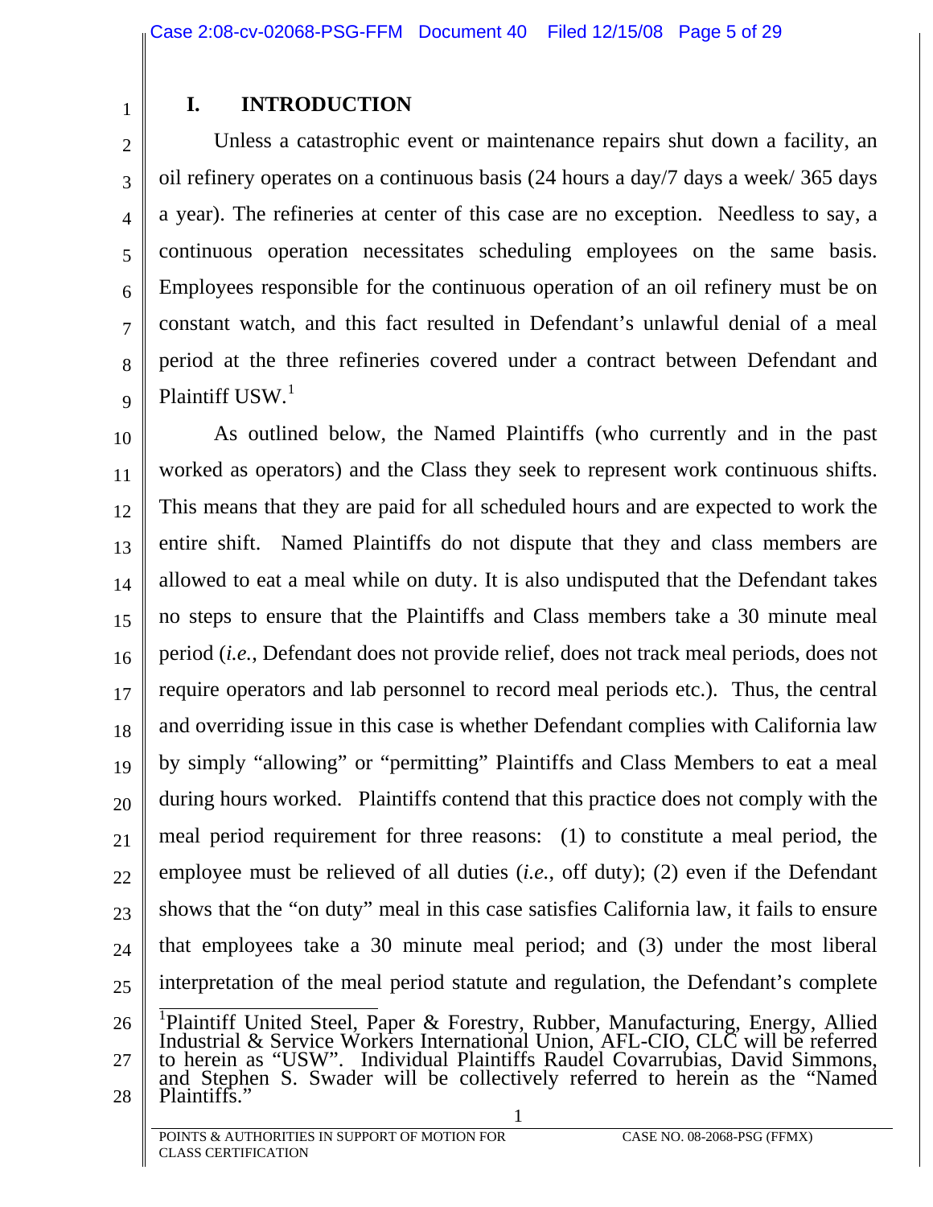## I. INTRODUCTION

Unless a catastrophic event or maintenance repairs shut down a facility, an oil refinery operates on a continuous basis (24 hours a day/7 days a week/ 365 days a year). The refineries at center of this case are no exception. Needless to say, a continuous operation necessitates scheduling employees on the same basis. Employees responsible for the continuous operation of an oil refinery must be on constant watch, and this fact resulted in Defendant's unlawful denial of a meal period at the three refineries covered under a contract between Defendant and Plaintiff USW.[1]

As outlined below, the Named Plaintiffs (who currently and in the past worked as operators) and the Class they seek to represent work continuous shifts. This means that they are paid for all scheduled hours and are expected to work the entire shift. Named Plaintiffs do not dispute that they and class members are allowed to eat a meal while on duty. It is also undisputed that the Defendant takes no steps to ensure that the Plaintiffs and Class members take a 30 minute meal period (*i.e.*, Defendant does not provide relief, does not track meal periods, does not require operators and lab personnel to record meal periods etc.). Thus, the central and overriding issue in this case is whether Defendant complies with California law by simply "allowing" or "permitting" Plaintiffs and Class Members to eat a meal during hours worked. Plaintiffs contend that this practice does not comply with the meal period requirement for three reasons: (1) to constitute a meal period, the employee must be relieved of all duties (*i.e.*, off duty); (2) even if the Defendant shows that the "on duty" meal in this case satisfies California law, it fails to ensure that employees take a 30 minute meal period; and (3) under the most liberal interpretation of the meal period statute and regulation, the Defendant's complete

---

[1] Plaintiff United Steel, Paper & Forestry, Rubber, Manufacturing, Energy, Allied Industrial & Service Workers International Union, AFL-CIO, CLC will be referred to herein as "USW". Individual Plaintiffs Raudel Covarrubias, David Simmons, and Stephen S. Swader will be collectively referred to herein as the "Named Plaintiffs."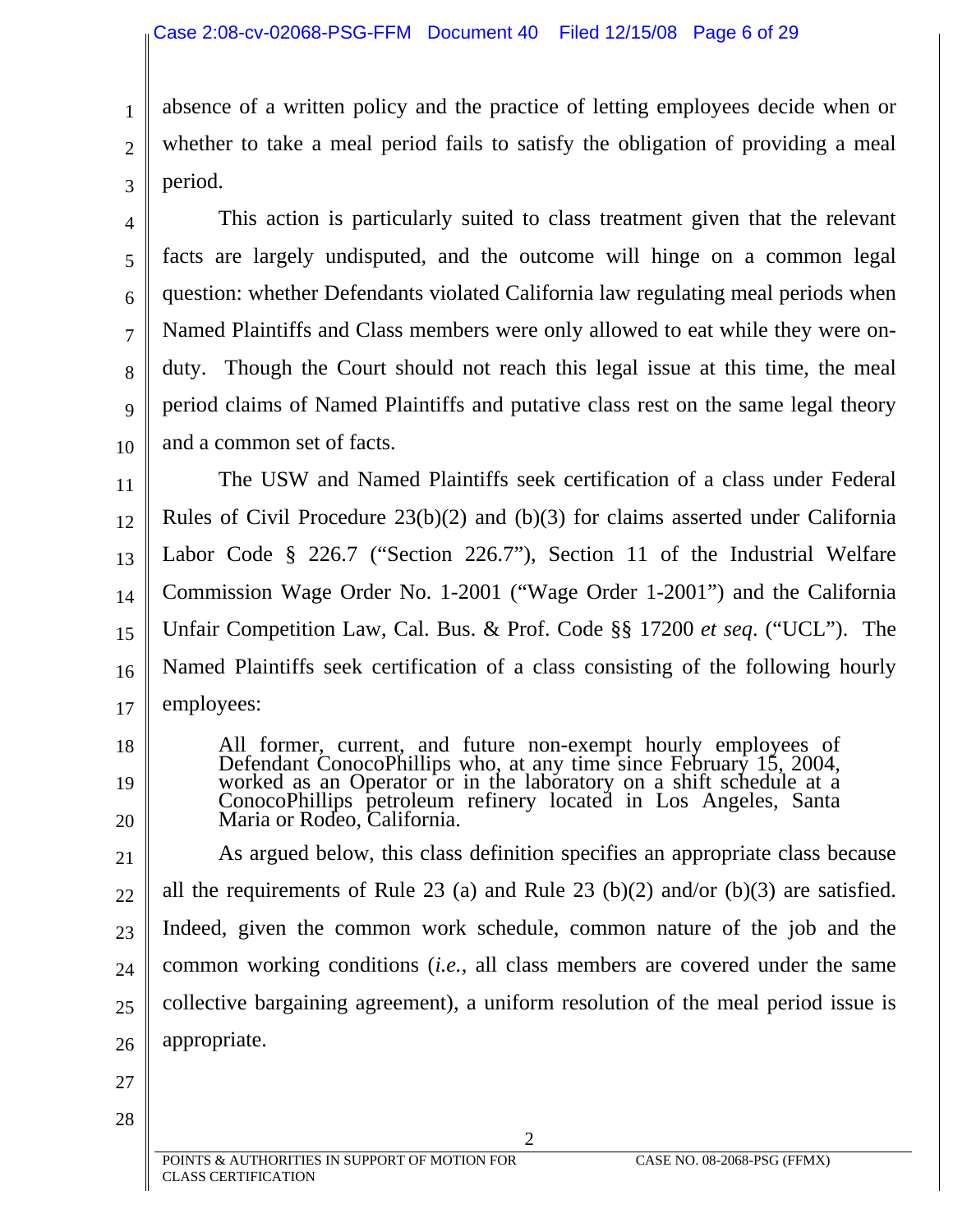absence of a written policy and the practice of letting employees decide when or whether to take a meal period fails to satisfy the obligation of providing a meal period.

This action is particularly suited to class treatment given that the relevant facts are largely undisputed, and the outcome will hinge on a common legal question: whether Defendants violated California law regulating meal periods when Named Plaintiffs and Class members were only allowed to eat while they were on-duty. Though the Court should not reach this legal issue at this time, the meal period claims of Named Plaintiffs and putative class rest on the same legal theory and a common set of facts.

The USW and Named Plaintiffs seek certification of a class under Federal Rules of Civil Procedure 23(b)(2) and (b)(3) for claims asserted under California Labor Code § 226.7 ("Section 226.7"), Section 11 of the Industrial Welfare Commission Wage Order No. 1-2001 ("Wage Order 1-2001") and the California Unfair Competition Law, Cal. Bus. & Prof. Code §§ 17200 *et seq.* ("UCL"). The Named Plaintiffs seek certification of a class consisting of the following hourly employees:

> All former, current, and future non-exempt hourly employees of Defendant ConocoPhillips who, at any time since February 15, 2004, worked as an Operator or in the laboratory on a shift schedule at a ConocoPhillips petroleum refinery located in Los Angeles, Santa Maria or Rodeo, California.

As argued below, this class definition specifies an appropriate class because all the requirements of Rule 23 (a) and Rule 23 (b)(2) and/or (b)(3) are satisfied. Indeed, given the common work schedule, common nature of the job and the common working conditions (*i.e.*, all class members are covered under the same collective bargaining agreement), a uniform resolution of the meal period issue is appropriate.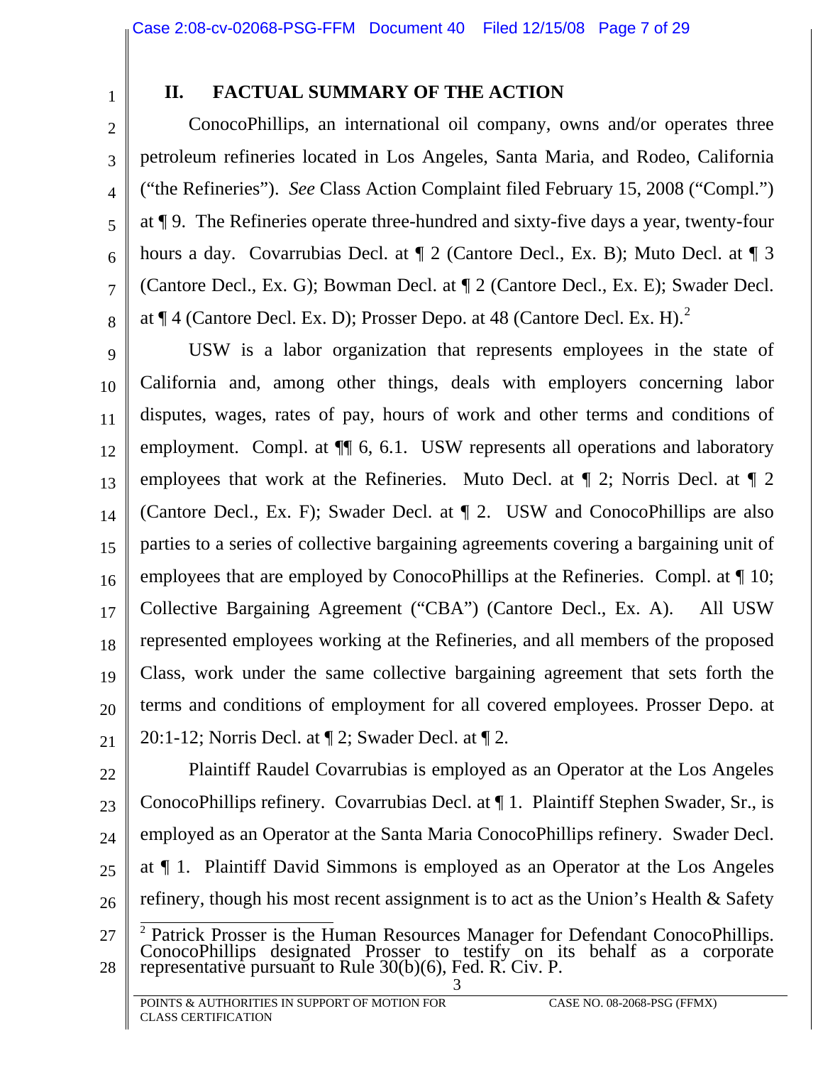## II. FACTUAL SUMMARY OF THE ACTION

ConocoPhillips, an international oil company, owns and/or operates three petroleum refineries located in Los Angeles, Santa Maria, and Rodeo, California ("the Refineries"). *See* Class Action Complaint filed February 15, 2008 ("Compl.") at ¶ 9. The Refineries operate three-hundred and sixty-five days a year, twenty-four hours a day. Covarrubias Decl. at ¶ 2 (Cantore Decl., Ex. B); Muto Decl. at ¶ 3 (Cantore Decl., Ex. G); Bowman Decl. at ¶ 2 (Cantore Decl., Ex. E); Swader Decl. at ¶ 4 (Cantore Decl. Ex. D); Prosser Depo. at 48 (Cantore Decl. Ex. H).[2]

USW is a labor organization that represents employees in the state of California and, among other things, deals with employers concerning labor disputes, wages, rates of pay, hours of work and other terms and conditions of employment. Compl. at ¶¶ 6, 6.1. USW represents all operations and laboratory employees that work at the Refineries. Muto Decl. at ¶ 2; Norris Decl. at ¶ 2 (Cantore Decl., Ex. F); Swader Decl. at ¶ 2. USW and ConocoPhillips are also parties to a series of collective bargaining agreements covering a bargaining unit of employees that are employed by ConocoPhillips at the Refineries. Compl. at ¶ 10; Collective Bargaining Agreement ("CBA") (Cantore Decl., Ex. A). All USW represented employees working at the Refineries, and all members of the proposed Class, work under the same collective bargaining agreement that sets forth the terms and conditions of employment for all covered employees. Prosser Depo. at 20:1-12; Norris Decl. at ¶ 2; Swader Decl. at ¶ 2.

Plaintiff Raudel Covarrubias is employed as an Operator at the Los Angeles ConocoPhillips refinery. Covarrubias Decl. at ¶ 1. Plaintiff Stephen Swader, Sr., is employed as an Operator at the Santa Maria ConocoPhillips refinery. Swader Decl. at ¶ 1. Plaintiff David Simmons is employed as an Operator at the Los Angeles refinery, though his most recent assignment is to act as the Union's Health & Safety

---

[2] Patrick Prosser is the Human Resources Manager for Defendant ConocoPhillips. ConocoPhillips designated Prosser to testify on its behalf as a corporate representative pursuant to Rule 30(b)(6), Fed. R. Civ. P.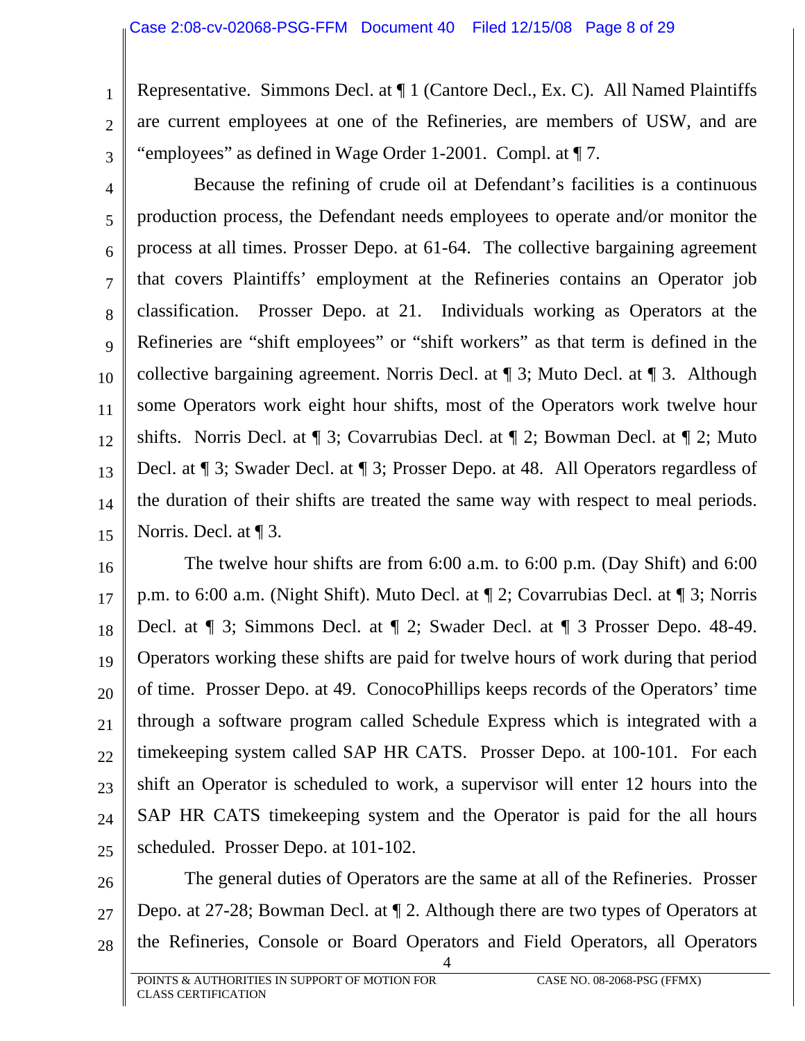Representative. Simmons Decl. at ¶ 1 (Cantore Decl., Ex. C). All Named Plaintiffs are current employees at one of the Refineries, are members of USW, and are "employees" as defined in Wage Order 1-2001. Compl. at ¶ 7.

Because the refining of crude oil at Defendant's facilities is a continuous production process, the Defendant needs employees to operate and/or monitor the process at all times. Prosser Depo. at 61-64. The collective bargaining agreement that covers Plaintiffs' employment at the Refineries contains an Operator job classification. Prosser Depo. at 21. Individuals working as Operators at the Refineries are "shift employees" or "shift workers" as that term is defined in the collective bargaining agreement. Norris Decl. at ¶ 3; Muto Decl. at ¶ 3. Although some Operators work eight hour shifts, most of the Operators work twelve hour shifts. Norris Decl. at ¶ 3; Covarrubias Decl. at ¶ 2; Bowman Decl. at ¶ 2; Muto Decl. at ¶ 3; Swader Decl. at ¶ 3; Prosser Depo. at 48. All Operators regardless of the duration of their shifts are treated the same way with respect to meal periods. Norris. Decl. at ¶ 3.

The twelve hour shifts are from 6:00 a.m. to 6:00 p.m. (Day Shift) and 6:00 p.m. to 6:00 a.m. (Night Shift). Muto Decl. at ¶ 2; Covarrubias Decl. at ¶ 3; Norris Decl. at ¶ 3; Simmons Decl. at ¶ 2; Swader Decl. at ¶ 3 Prosser Depo. 48-49. Operators working these shifts are paid for twelve hours of work during that period of time. Prosser Depo. at 49. ConocoPhillips keeps records of the Operators' time through a software program called Schedule Express which is integrated with a timekeeping system called SAP HR CATS. Prosser Depo. at 100-101. For each shift an Operator is scheduled to work, a supervisor will enter 12 hours into the SAP HR CATS timekeeping system and the Operator is paid for the all hours scheduled. Prosser Depo. at 101-102.

The general duties of Operators are the same at all of the Refineries. Prosser Depo. at 27-28; Bowman Decl. at ¶ 2. Although there are two types of Operators at the Refineries, Console or Board Operators and Field Operators, all Operators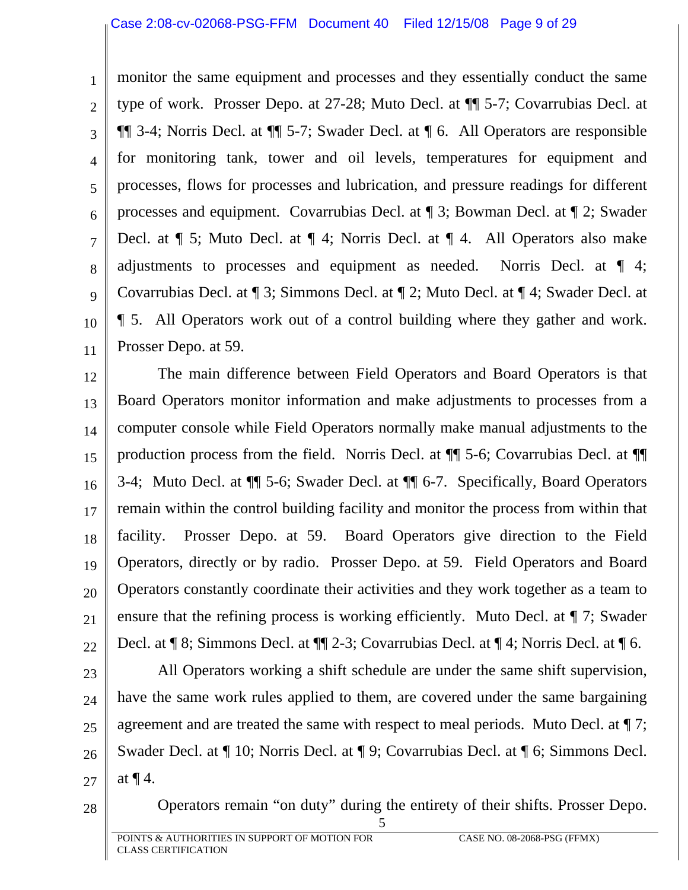monitor the same equipment and processes and they essentially conduct the same type of work. Prosser Depo. at 27-28; Muto Decl. at ¶¶ 5-7; Covarrubias Decl. at ¶¶ 3-4; Norris Decl. at ¶¶ 5-7; Swader Decl. at ¶ 6. All Operators are responsible for monitoring tank, tower and oil levels, temperatures for equipment and processes, flows for processes and lubrication, and pressure readings for different processes and equipment. Covarrubias Decl. at ¶ 3; Bowman Decl. at ¶ 2; Swader Decl. at ¶ 5; Muto Decl. at ¶ 4; Norris Decl. at ¶ 4. All Operators also make adjustments to processes and equipment as needed. Norris Decl. at ¶ 4; Covarrubias Decl. at ¶ 3; Simmons Decl. at ¶ 2; Muto Decl. at ¶ 4; Swader Decl. at ¶ 5. All Operators work out of a control building where they gather and work. Prosser Depo. at 59.

The main difference between Field Operators and Board Operators is that Board Operators monitor information and make adjustments to processes from a computer console while Field Operators normally make manual adjustments to the production process from the field. Norris Decl. at ¶¶ 5-6; Covarrubias Decl. at ¶¶ 3-4; Muto Decl. at ¶¶ 5-6; Swader Decl. at ¶¶ 6-7. Specifically, Board Operators remain within the control building facility and monitor the process from within that facility. Prosser Depo. at 59. Board Operators give direction to the Field Operators, directly or by radio. Prosser Depo. at 59. Field Operators and Board Operators constantly coordinate their activities and they work together as a team to ensure that the refining process is working efficiently. Muto Decl. at ¶ 7; Swader Decl. at ¶ 8; Simmons Decl. at ¶¶ 2-3; Covarrubias Decl. at ¶ 4; Norris Decl. at ¶ 6.

All Operators working a shift schedule are under the same shift supervision, have the same work rules applied to them, are covered under the same bargaining agreement and are treated the same with respect to meal periods. Muto Decl. at ¶ 7; Swader Decl. at ¶ 10; Norris Decl. at ¶ 9; Covarrubias Decl. at ¶ 6; Simmons Decl. at ¶ 4.

Operators remain "on duty" during the entirety of their shifts. Prosser Depo.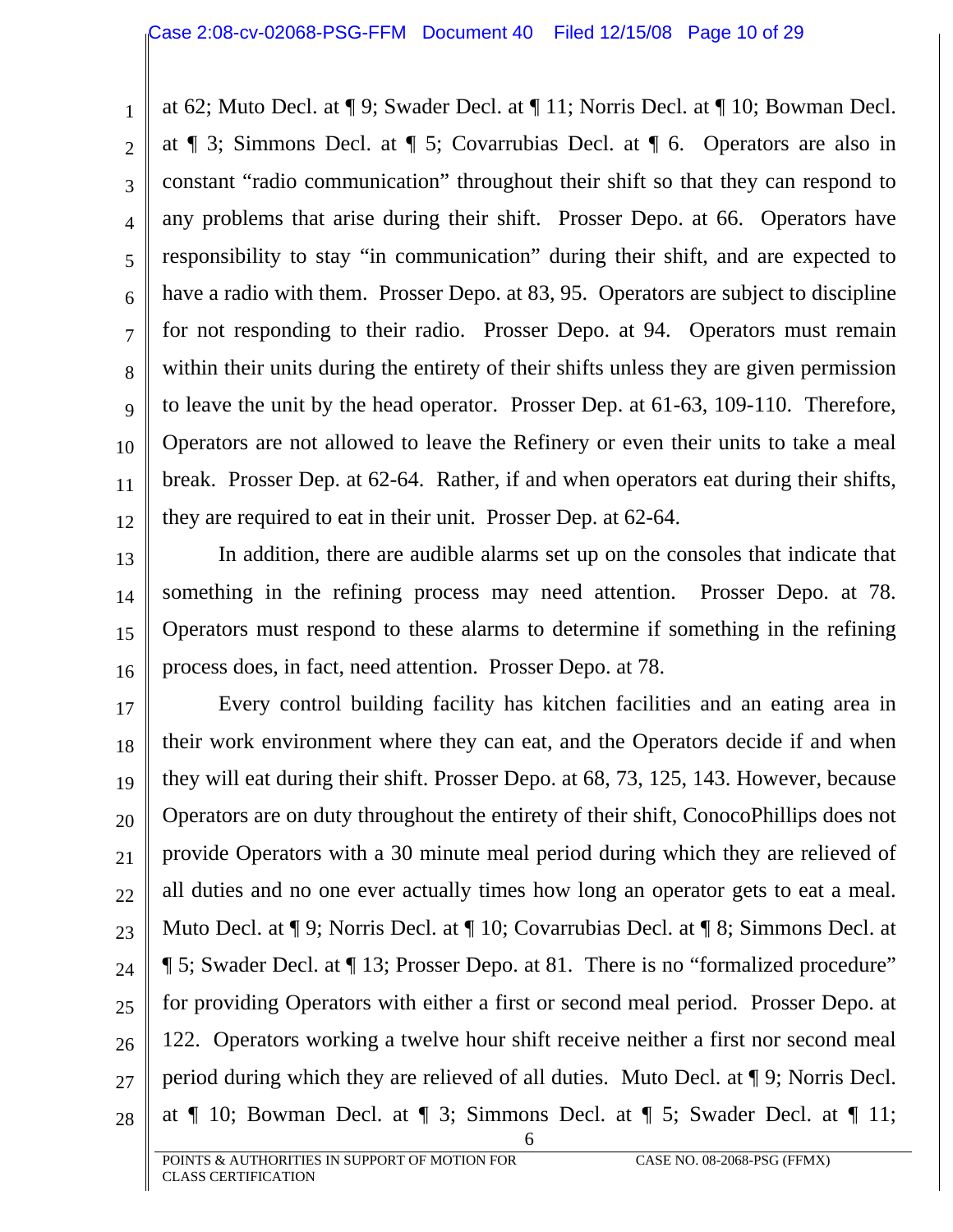at 62; Muto Decl. at ¶ 9; Swader Decl. at ¶ 11; Norris Decl. at ¶ 10; Bowman Decl. at ¶ 3; Simmons Decl. at ¶ 5; Covarrubias Decl. at ¶ 6. Operators are also in constant "radio communication" throughout their shift so that they can respond to any problems that arise during their shift. Prosser Depo. at 66. Operators have responsibility to stay "in communication" during their shift, and are expected to have a radio with them. Prosser Depo. at 83, 95. Operators are subject to discipline for not responding to their radio. Prosser Depo. at 94. Operators must remain within their units during the entirety of their shifts unless they are given permission to leave the unit by the head operator. Prosser Dep. at 61-63, 109-110. Therefore, Operators are not allowed to leave the Refinery or even their units to take a meal break. Prosser Dep. at 62-64. Rather, if and when operators eat during their shifts, they are required to eat in their unit. Prosser Dep. at 62-64.

In addition, there are audible alarms set up on the consoles that indicate that something in the refining process may need attention. Prosser Depo. at 78. Operators must respond to these alarms to determine if something in the refining process does, in fact, need attention. Prosser Depo. at 78.

Every control building facility has kitchen facilities and an eating area in their work environment where they can eat, and the Operators decide if and when they will eat during their shift. Prosser Depo. at 68, 73, 125, 143. However, because Operators are on duty throughout the entirety of their shift, ConocoPhillips does not provide Operators with a 30 minute meal period during which they are relieved of all duties and no one ever actually times how long an operator gets to eat a meal. Muto Decl. at ¶ 9; Norris Decl. at ¶ 10; Covarrubias Decl. at ¶ 8; Simmons Decl. at ¶ 5; Swader Decl. at ¶ 13; Prosser Depo. at 81. There is no "formalized procedure" for providing Operators with either a first or second meal period. Prosser Depo. at 122. Operators working a twelve hour shift receive neither a first nor second meal period during which they are relieved of all duties. Muto Decl. at ¶ 9; Norris Decl. at ¶ 10; Bowman Decl. at ¶ 3; Simmons Decl. at ¶ 5; Swader Decl. at ¶ 11;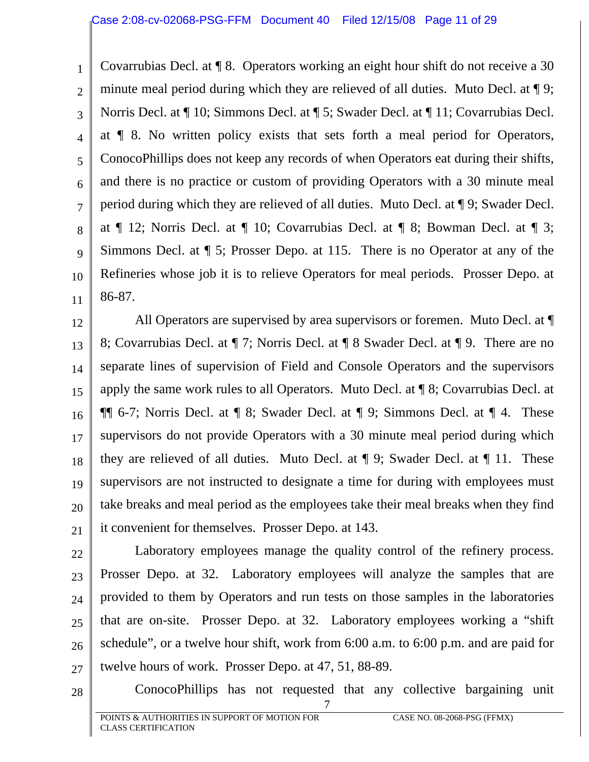Covarrubias Decl. at ¶ 8. Operators working an eight hour shift do not receive a 30 minute meal period during which they are relieved of all duties. Muto Decl. at ¶ 9; Norris Decl. at ¶ 10; Simmons Decl. at ¶ 5; Swader Decl. at ¶ 11; Covarrubias Decl. at ¶ 8. No written policy exists that sets forth a meal period for Operators, ConocoPhillips does not keep any records of when Operators eat during their shifts, and there is no practice or custom of providing Operators with a 30 minute meal period during which they are relieved of all duties. Muto Decl. at ¶ 9; Swader Decl. at ¶ 12; Norris Decl. at ¶ 10; Covarrubias Decl. at ¶ 8; Bowman Decl. at ¶ 3; Simmons Decl. at ¶ 5; Prosser Depo. at 115. There is no Operator at any of the Refineries whose job it is to relieve Operators for meal periods. Prosser Depo. at 86-87.

All Operators are supervised by area supervisors or foremen. Muto Decl. at ¶ 8; Covarrubias Decl. at ¶ 7; Norris Decl. at ¶ 8 Swader Decl. at ¶ 9. There are no separate lines of supervision of Field and Console Operators and the supervisors apply the same work rules to all Operators. Muto Decl. at ¶ 8; Covarrubias Decl. at ¶¶ 6-7; Norris Decl. at ¶ 8; Swader Decl. at ¶ 9; Simmons Decl. at ¶ 4. These supervisors do not provide Operators with a 30 minute meal period during which they are relieved of all duties. Muto Decl. at ¶ 9; Swader Decl. at ¶ 11. These supervisors are not instructed to designate a time for during with employees must take breaks and meal period as the employees take their meal breaks when they find it convenient for themselves. Prosser Depo. at 143.

Laboratory employees manage the quality control of the refinery process. Prosser Depo. at 32. Laboratory employees will analyze the samples that are provided to them by Operators and run tests on those samples in the laboratories that are on-site. Prosser Depo. at 32. Laboratory employees working a "shift schedule", or a twelve hour shift, work from 6:00 a.m. to 6:00 p.m. and are paid for twelve hours of work. Prosser Depo. at 47, 51, 88-89.

ConocoPhillips has not requested that any collective bargaining unit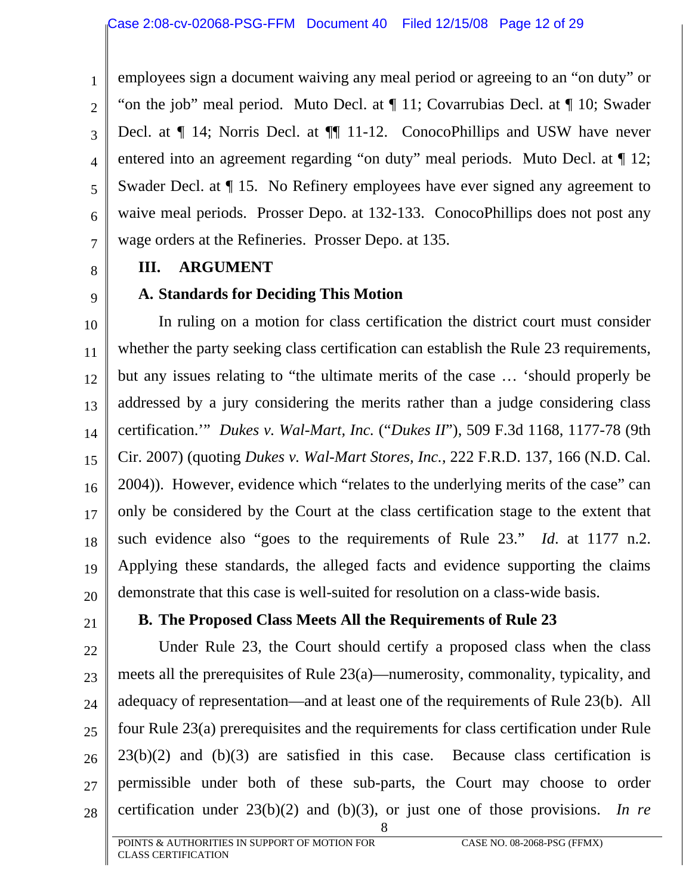employees sign a document waiving any meal period or agreeing to an "on duty" or "on the job" meal period. Muto Decl. at ¶ 11; Covarrubias Decl. at ¶ 10; Swader Decl. at ¶ 14; Norris Decl. at ¶¶ 11-12. ConocoPhillips and USW have never entered into an agreement regarding "on duty" meal periods. Muto Decl. at ¶ 12; Swader Decl. at ¶ 15. No Refinery employees have ever signed any agreement to waive meal periods. Prosser Depo. at 132-133. ConocoPhillips does not post any wage orders at the Refineries. Prosser Depo. at 135.

## III. ARGUMENT

### A. Standards for Deciding This Motion

In ruling on a motion for class certification the district court must consider whether the party seeking class certification can establish the Rule 23 requirements, but any issues relating to "the ultimate merits of the case … 'should properly be addressed by a jury considering the merits rather than a judge considering class certification.'" *Dukes v. Wal-Mart, Inc.* ("*Dukes II*"), 509 F.3d 1168, 1177-78 (9th Cir. 2007) (quoting *Dukes v. Wal-Mart Stores, Inc.*, 222 F.R.D. 137, 166 (N.D. Cal. 2004)). However, evidence which "relates to the underlying merits of the case" can only be considered by the Court at the class certification stage to the extent that such evidence also "goes to the requirements of Rule 23." *Id*. at 1177 n.2. Applying these standards, the alleged facts and evidence supporting the claims demonstrate that this case is well-suited for resolution on a class-wide basis.

### B. The Proposed Class Meets All the Requirements of Rule 23

Under Rule 23, the Court should certify a proposed class when the class meets all the prerequisites of Rule 23(a)—numerosity, commonality, typicality, and adequacy of representation—and at least one of the requirements of Rule 23(b). All four Rule 23(a) prerequisites and the requirements for class certification under Rule 23(b)(2) and (b)(3) are satisfied in this case. Because class certification is permissible under both of these sub-parts, the Court may choose to order certification under 23(b)(2) and (b)(3), or just one of those provisions. *In re*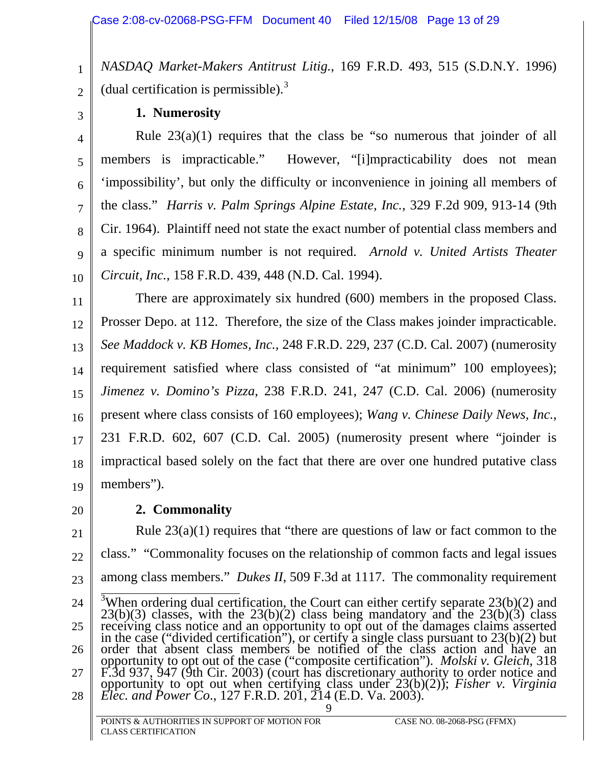*NASDAQ Market-Makers Antitrust Litig.*, 169 F.R.D. 493, 515 (S.D.N.Y. 1996) (dual certification is permissible).[3]

### 1. Numerosity

Rule 23(a)(1) requires that the class be "so numerous that joinder of all members is impracticable." However, "[i]mpracticability does not mean 'impossibility', but only the difficulty or inconvenience in joining all members of the class." *Harris v. Palm Springs Alpine Estate, Inc.*, 329 F.2d 909, 913-14 (9th Cir. 1964). Plaintiff need not state the exact number of potential class members and a specific minimum number is not required. *Arnold v. United Artists Theater Circuit, Inc.*, 158 F.R.D. 439, 448 (N.D. Cal. 1994).

There are approximately six hundred (600) members in the proposed Class. Prosser Depo. at 112. Therefore, the size of the Class makes joinder impracticable. *See Maddock v. KB Homes, Inc.*, 248 F.R.D. 229, 237 (C.D. Cal. 2007) (numerosity requirement satisfied where class consisted of "at minimum" 100 employees); *Jimenez v. Domino's Pizza*, 238 F.R.D. 241, 247 (C.D. Cal. 2006) (numerosity present where class consists of 160 employees); *Wang v. Chinese Daily News, Inc.*, 231 F.R.D. 602, 607 (C.D. Cal. 2005) (numerosity present where "joinder is impractical based solely on the fact that there are over one hundred putative class members").

### 2. Commonality

Rule 23(a)(1) requires that "there are questions of law or fact common to the class." "Commonality focuses on the relationship of common facts and legal issues among class members." *Dukes II*, 509 F.3d at 1117. The commonality requirement

---

[3] When ordering dual certification, the Court can either certify separate 23(b)(2) and 23(b)(3) classes, with the 23(b)(2) class being mandatory and the 23(b)(3) class receiving class notice and an opportunity to opt out of the damages claims asserted in the case ("divided certification"), or certify a single class pursuant to 23(b)(2) but order that absent class members be notified of the class action and have an opportunity to opt out of the case ("composite certification"). *Molski v. Gleich*, 318 F.3d 937, 947 (9th Cir. 2003) (court has discretionary authority to order notice and opportunity to opt out when certifying class under 23(b)(2)); *Fisher v. Virginia Elec. and Power Co.*, 127 F.R.D. 201, 214 (E.D. Va. 2003).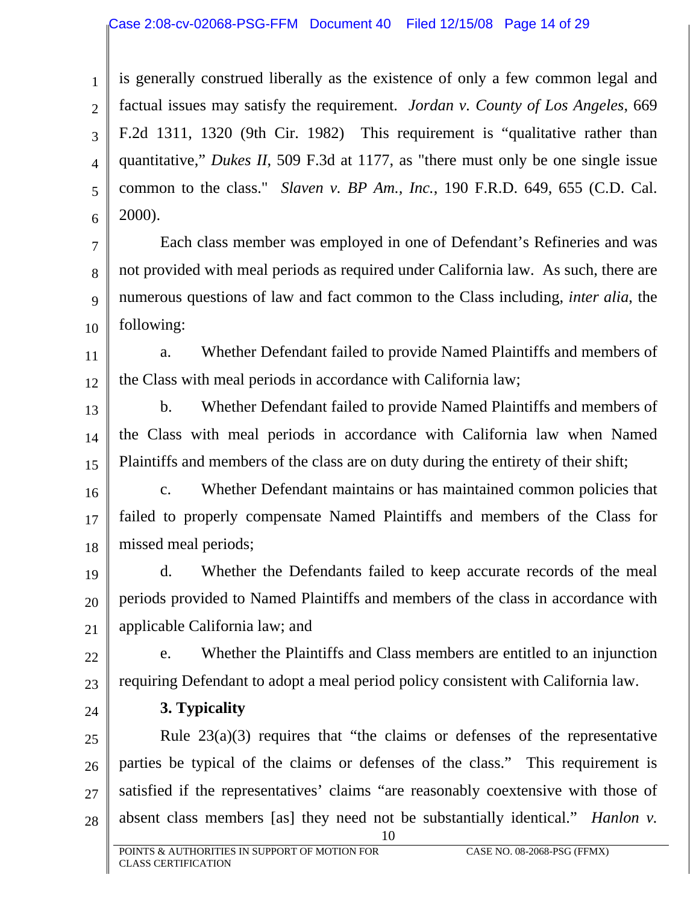is generally construed liberally as the existence of only a few common legal and factual issues may satisfy the requirement. *Jordan v. County of Los Angeles*, 669 F.2d 1311, 1320 (9th Cir. 1982) This requirement is "qualitative rather than quantitative," *Dukes II*, 509 F.3d at 1177, as "there must only be one single issue common to the class." *Slaven v. BP Am., Inc.*, 190 F.R.D. 649, 655 (C.D. Cal. 2000).

Each class member was employed in one of Defendant's Refineries and was not provided with meal periods as required under California law. As such, there are numerous questions of law and fact common to the Class including, *inter alia*, the following:

a. Whether Defendant failed to provide Named Plaintiffs and members of the Class with meal periods in accordance with California law;

b. Whether Defendant failed to provide Named Plaintiffs and members of the Class with meal periods in accordance with California law when Named Plaintiffs and members of the class are on duty during the entirety of their shift;

c. Whether Defendant maintains or has maintained common policies that failed to properly compensate Named Plaintiffs and members of the Class for missed meal periods;

d. Whether the Defendants failed to keep accurate records of the meal periods provided to Named Plaintiffs and members of the class in accordance with applicable California law; and

e. Whether the Plaintiffs and Class members are entitled to an injunction requiring Defendant to adopt a meal period policy consistent with California law.

**3. Typicality**

Rule 23(a)(3) requires that "the claims or defenses of the representative parties be typical of the claims or defenses of the class." This requirement is satisfied if the representatives' claims "are reasonably coextensive with those of absent class members [as] they need not be substantially identical." *Hanlon v.*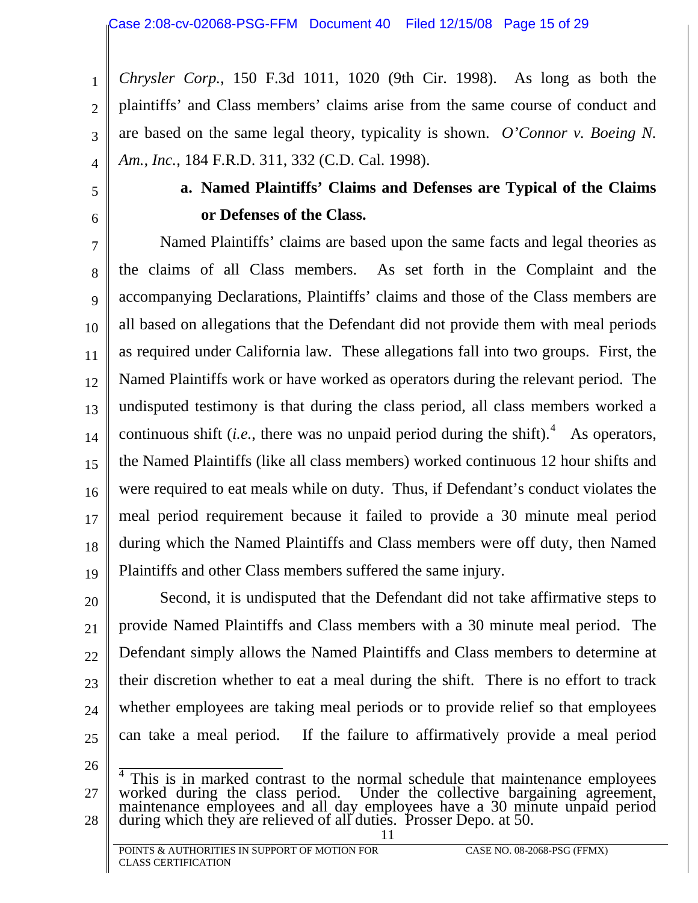*Chrysler Corp.*, 150 F.3d 1011, 1020 (9th Cir. 1998). As long as both the plaintiffs' and Class members' claims arise from the same course of conduct and are based on the same legal theory, typicality is shown. *O'Connor v. Boeing N. Am., Inc.*, 184 F.R.D. 311, 332 (C.D. Cal. 1998).

**a. Named Plaintiffs' Claims and Defenses are Typical of the Claims or Defenses of the Class.**

Named Plaintiffs' claims are based upon the same facts and legal theories as the claims of all Class members. As set forth in the Complaint and the accompanying Declarations, Plaintiffs' claims and those of the Class members are all based on allegations that the Defendant did not provide them with meal periods as required under California law. These allegations fall into two groups. First, the Named Plaintiffs work or have worked as operators during the relevant period. The undisputed testimony is that during the class period, all class members worked a continuous shift (*i.e.*, there was no unpaid period during the shift).[4] As operators, the Named Plaintiffs (like all class members) worked continuous 12 hour shifts and were required to eat meals while on duty. Thus, if Defendant's conduct violates the meal period requirement because it failed to provide a 30 minute meal period during which the Named Plaintiffs and Class members were off duty, then Named Plaintiffs and other Class members suffered the same injury.

Second, it is undisputed that the Defendant did not take affirmative steps to provide Named Plaintiffs and Class members with a 30 minute meal period. The Defendant simply allows the Named Plaintiffs and Class members to determine at their discretion whether to eat a meal during the shift. There is no effort to track whether employees are taking meal periods or to provide relief so that employees can take a meal period. If the failure to affirmatively provide a meal period

---

[4] This is in marked contrast to the normal schedule that maintenance employees worked during the class period. Under the collective bargaining agreement, maintenance employees and all day employees have a 30 minute unpaid period during which they are relieved of all duties. Prosser Depo. at 50.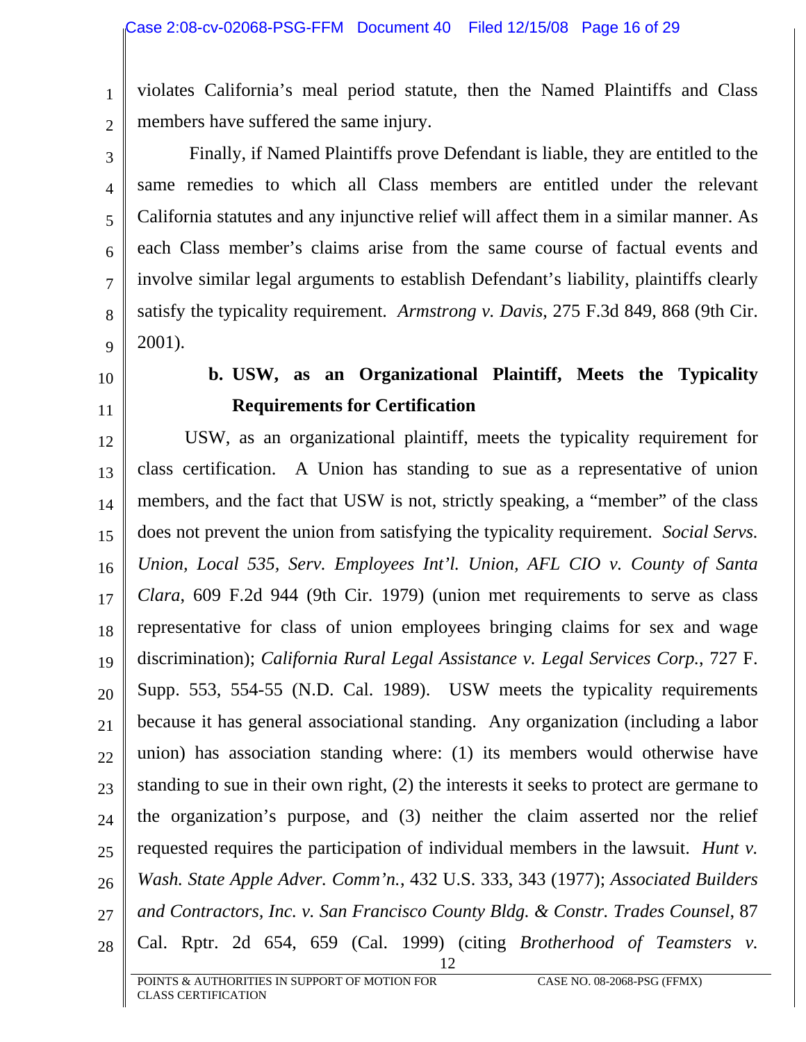violates California's meal period statute, then the Named Plaintiffs and Class members have suffered the same injury.

Finally, if Named Plaintiffs prove Defendant is liable, they are entitled to the same remedies to which all Class members are entitled under the relevant California statutes and any injunctive relief will affect them in a similar manner. As each Class member's claims arise from the same course of factual events and involve similar legal arguments to establish Defendant's liability, plaintiffs clearly satisfy the typicality requirement. *Armstrong v. Davis*, 275 F.3d 849, 868 (9th Cir. 2001).

**b. USW, as an Organizational Plaintiff, Meets the Typicality Requirements for Certification**

USW, as an organizational plaintiff, meets the typicality requirement for class certification. A Union has standing to sue as a representative of union members, and the fact that USW is not, strictly speaking, a "member" of the class does not prevent the union from satisfying the typicality requirement. *Social Servs. Union, Local 535, Serv. Employees Int'l. Union, AFL CIO v. County of Santa Clara*, 609 F.2d 944 (9th Cir. 1979) (union met requirements to serve as class representative for class of union employees bringing claims for sex and wage discrimination); *California Rural Legal Assistance v. Legal Services Corp.*, 727 F. Supp. 553, 554-55 (N.D. Cal. 1989). USW meets the typicality requirements because it has general associational standing. Any organization (including a labor union) has association standing where: (1) its members would otherwise have standing to sue in their own right, (2) the interests it seeks to protect are germane to the organization's purpose, and (3) neither the claim asserted nor the relief requested requires the participation of individual members in the lawsuit. *Hunt v. Wash. State Apple Adver. Comm'n.*, 432 U.S. 333, 343 (1977); *Associated Builders and Contractors, Inc. v. San Francisco County Bldg. & Constr. Trades Counsel*, 87 Cal. Rptr. 2d 654, 659 (Cal. 1999) (citing *Brotherhood of Teamsters v.*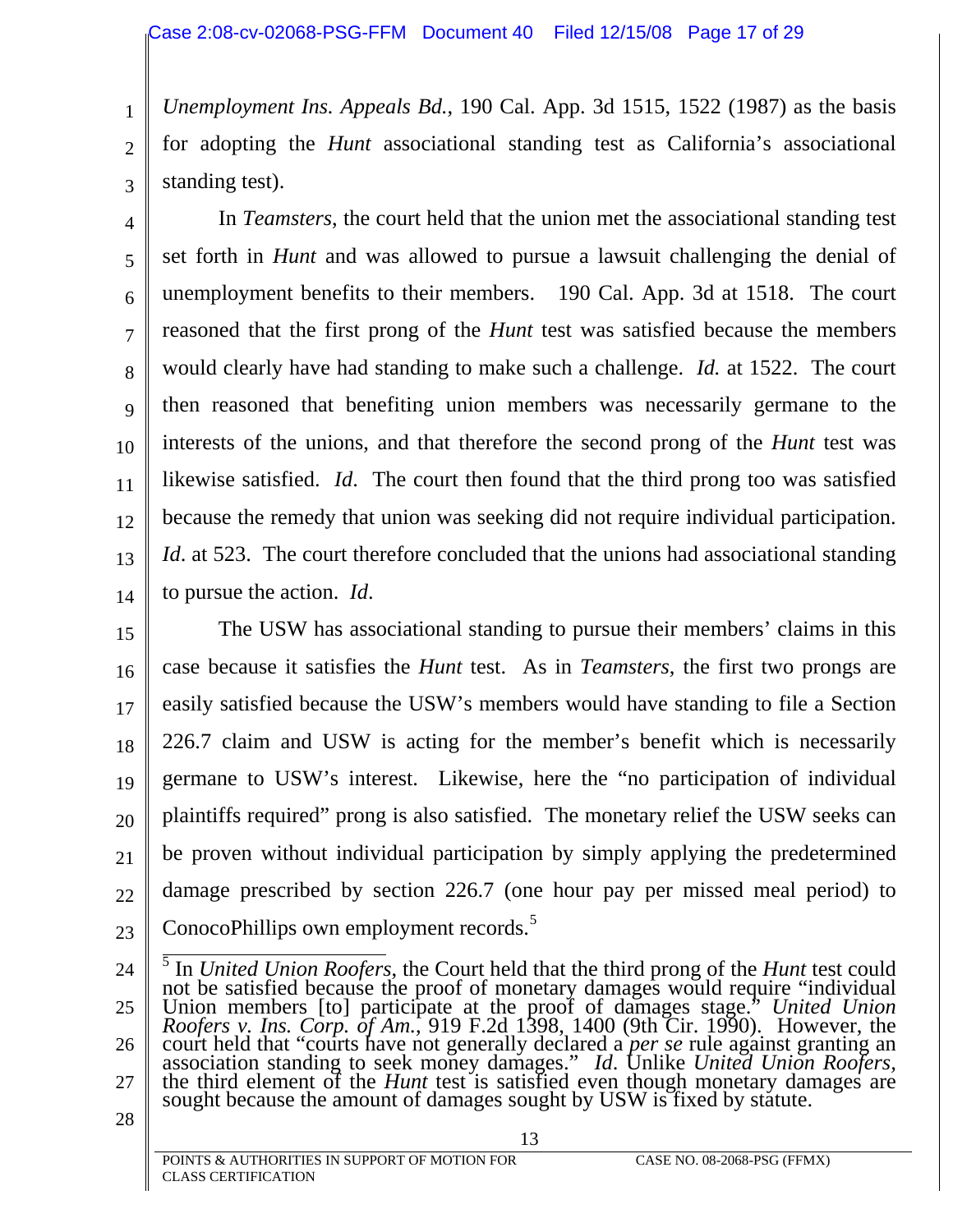*Unemployment Ins. Appeals Bd.*, 190 Cal. App. 3d 1515, 1522 (1987) as the basis for adopting the *Hunt* associational standing test as California's associational standing test).

In *Teamsters*, the court held that the union met the associational standing test set forth in *Hunt* and was allowed to pursue a lawsuit challenging the denial of unemployment benefits to their members. 190 Cal. App. 3d at 1518. The court reasoned that the first prong of the *Hunt* test was satisfied because the members would clearly have had standing to make such a challenge. *Id.* at 1522. The court then reasoned that benefiting union members was necessarily germane to the interests of the unions, and that therefore the second prong of the *Hunt* test was likewise satisfied. *Id*. The court then found that the third prong too was satisfied because the remedy that union was seeking did not require individual participation. *Id*. at 523. The court therefore concluded that the unions had associational standing to pursue the action. *Id*.

The USW has associational standing to pursue their members' claims in this case because it satisfies the *Hunt* test. As in *Teamsters*, the first two prongs are easily satisfied because the USW's members would have standing to file a Section 226.7 claim and USW is acting for the member's benefit which is necessarily germane to USW's interest. Likewise, here the "no participation of individual plaintiffs required" prong is also satisfied. The monetary relief the USW seeks can be proven without individual participation by simply applying the predetermined damage prescribed by section 226.7 (one hour pay per missed meal period) to ConocoPhillips own employment records.[5]

---

[5] In *United Union Roofers*, the Court held that the third prong of the *Hunt* test could not be satisfied because the proof of monetary damages would require "individual Union members [to] participate at the proof of damages stage." *United Union Roofers v. Ins. Corp. of Am.*, 919 F.2d 1398, 1400 (9th Cir. 1990). However, the court held that "courts have not generally declared a *per se* rule against granting an association standing to seek money damages." *Id*. Unlike *United Union Roofers*, the third element of the *Hunt* test is satisfied even though monetary damages are sought because the amount of damages sought by USW is fixed by statute.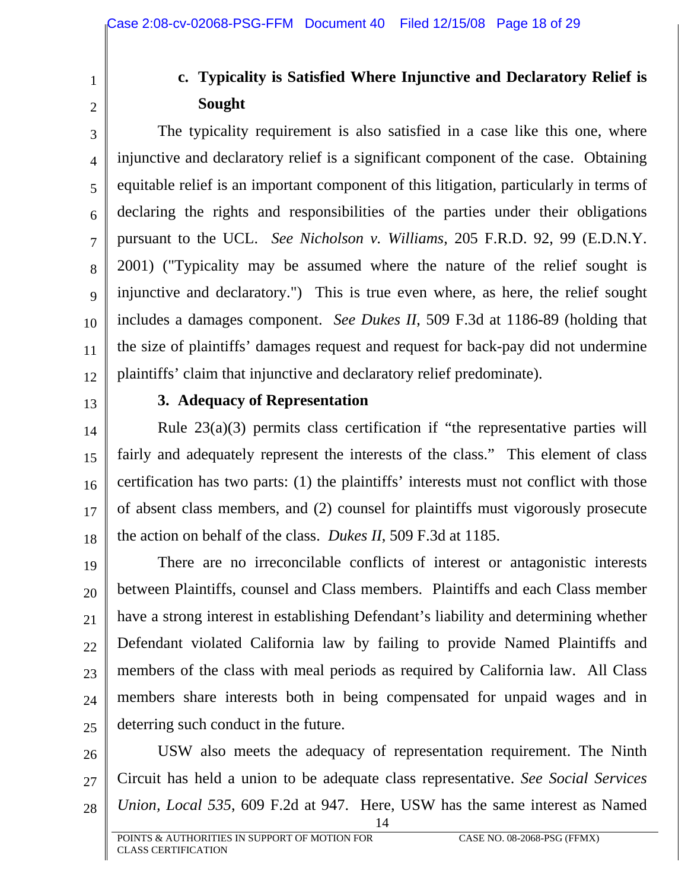### c. Typicality is Satisfied Where Injunctive and Declaratory Relief is Sought

The typicality requirement is also satisfied in a case like this one, where injunctive and declaratory relief is a significant component of the case. Obtaining equitable relief is an important component of this litigation, particularly in terms of declaring the rights and responsibilities of the parties under their obligations pursuant to the UCL. *See Nicholson v. Williams*, 205 F.R.D. 92, 99 (E.D.N.Y. 2001) ("Typicality may be assumed where the nature of the relief sought is injunctive and declaratory.") This is true even where, as here, the relief sought includes a damages component. *See Dukes II*, 509 F.3d at 1186-89 (holding that the size of plaintiffs' damages request and request for back-pay did not undermine plaintiffs' claim that injunctive and declaratory relief predominate).

### 3. Adequacy of Representation

Rule 23(a)(3) permits class certification if "the representative parties will fairly and adequately represent the interests of the class." This element of class certification has two parts: (1) the plaintiffs' interests must not conflict with those of absent class members, and (2) counsel for plaintiffs must vigorously prosecute the action on behalf of the class. *Dukes II*, 509 F.3d at 1185.

There are no irreconcilable conflicts of interest or antagonistic interests between Plaintiffs, counsel and Class members. Plaintiffs and each Class member have a strong interest in establishing Defendant's liability and determining whether Defendant violated California law by failing to provide Named Plaintiffs and members of the class with meal periods as required by California law. All Class members share interests both in being compensated for unpaid wages and in deterring such conduct in the future.

USW also meets the adequacy of representation requirement. The Ninth Circuit has held a union to be adequate class representative. *See Social Services Union, Local 535*, 609 F.2d at 947. Here, USW has the same interest as Named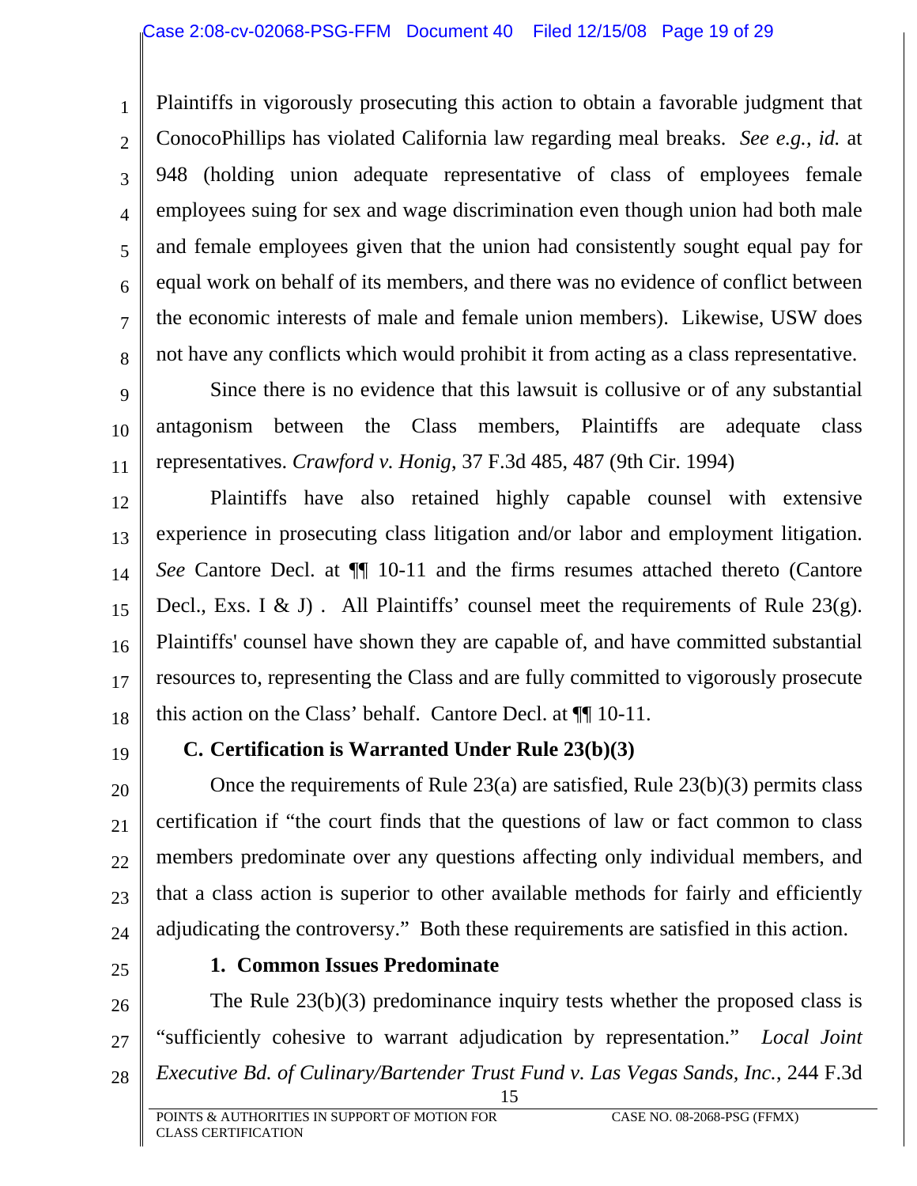Plaintiffs in vigorously prosecuting this action to obtain a favorable judgment that ConocoPhillips has violated California law regarding meal breaks. *See e.g., id.* at 948 (holding union adequate representative of class of employees female employees suing for sex and wage discrimination even though union had both male and female employees given that the union had consistently sought equal pay for equal work on behalf of its members, and there was no evidence of conflict between the economic interests of male and female union members). Likewise, USW does not have any conflicts which would prohibit it from acting as a class representative.

Since there is no evidence that this lawsuit is collusive or of any substantial antagonism between the Class members, Plaintiffs are adequate class representatives. *Crawford v. Honig*, 37 F.3d 485, 487 (9th Cir. 1994)

Plaintiffs have also retained highly capable counsel with extensive experience in prosecuting class litigation and/or labor and employment litigation. *See* Cantore Decl. at ¶¶ 10-11 and the firms resumes attached thereto (Cantore Decl., Exs. I & J) . All Plaintiffs' counsel meet the requirements of Rule 23(g). Plaintiffs' counsel have shown they are capable of, and have committed substantial resources to, representing the Class and are fully committed to vigorously prosecute this action on the Class' behalf. Cantore Decl. at ¶¶ 10-11.

### C. Certification is Warranted Under Rule 23(b)(3)

Once the requirements of Rule 23(a) are satisfied, Rule 23(b)(3) permits class certification if "the court finds that the questions of law or fact common to class members predominate over any questions affecting only individual members, and that a class action is superior to other available methods for fairly and efficiently adjudicating the controversy." Both these requirements are satisfied in this action.

#### 1. Common Issues Predominate

The Rule 23(b)(3) predominance inquiry tests whether the proposed class is "sufficiently cohesive to warrant adjudication by representation." *Local Joint Executive Bd. of Culinary/Bartender Trust Fund v. Las Vegas Sands, Inc.*, 244 F.3d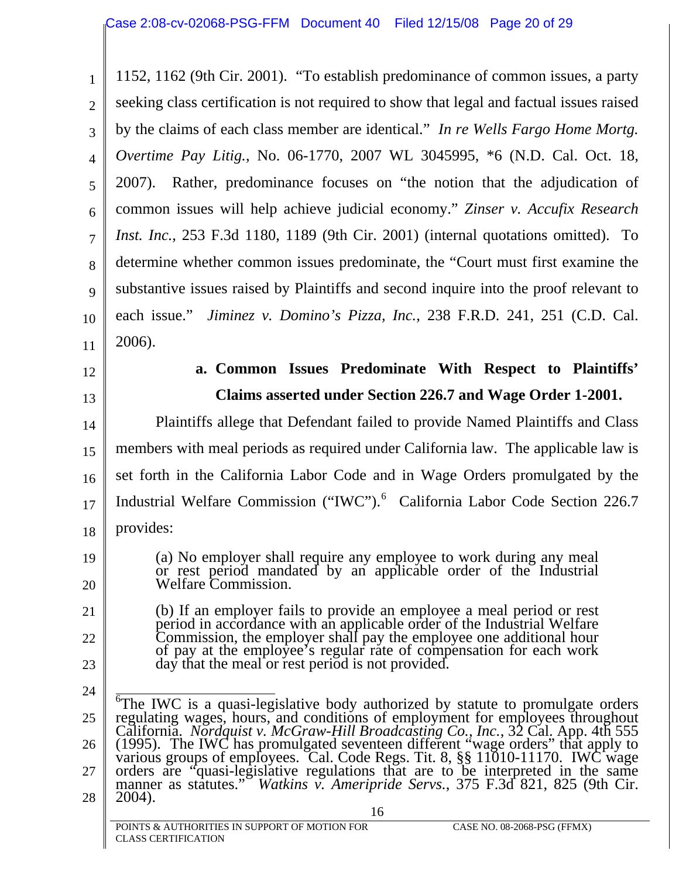1152, 1162 (9th Cir. 2001). "To establish predominance of common issues, a party seeking class certification is not required to show that legal and factual issues raised by the claims of each class member are identical." *In re Wells Fargo Home Mortg. Overtime Pay Litig.*, No. 06-1770, 2007 WL 3045995, *6 (N.D. Cal. Oct. 18, 2007). Rather, predominance focuses on "the notion that the adjudication of common issues will help achieve judicial economy." *Zinser v. Accufix Research Inst. Inc.*, 253 F.3d 1180, 1189 (9th Cir. 2001) (internal quotations omitted). To determine whether common issues predominate, the "Court must first examine the substantive issues raised by Plaintiffs and second inquire into the proof relevant to each issue." *Jiminez v. Domino's Pizza, Inc.*, 238 F.R.D. 241, 251 (C.D. Cal. 2006).

**a. Common Issues Predominate With Respect to Plaintiffs' Claims asserted under Section 226.7 and Wage Order 1-2001.**

Plaintiffs allege that Defendant failed to provide Named Plaintiffs and Class members with meal periods as required under California law. The applicable law is set forth in the California Labor Code and in Wage Orders promulgated by the Industrial Welfare Commission ("IWC").[6] California Labor Code Section 226.7 provides:

> (a) No employer shall require any employee to work during any meal or rest period mandated by an applicable order of the Industrial Welfare Commission.
>
> (b) If an employer fails to provide an employee a meal period or rest period in accordance with an applicable order of the Industrial Welfare Commission, the employer shall pay the employee one additional hour of pay at the employee's regular rate of compensation for each work day that the meal or rest period is not provided.

---

[6] The IWC is a quasi-legislative body authorized by statute to promulgate orders regulating wages, hours, and conditions of employment for employees throughout California. *Nordquist v. McGraw-Hill Broadcasting Co., Inc.*, 32 Cal. App. 4th 555 (1995). The IWC has promulgated seventeen different "wage orders" that apply to various groups of employees. Cal. Code Regs. Tit. 8, §§ 11010-11170. IWC wage orders are "quasi-legislative regulations that are to be interpreted in the same manner as statutes." *Watkins v. Ameripride Servs.*, 375 F.3d 821, 825 (9th Cir. 2004).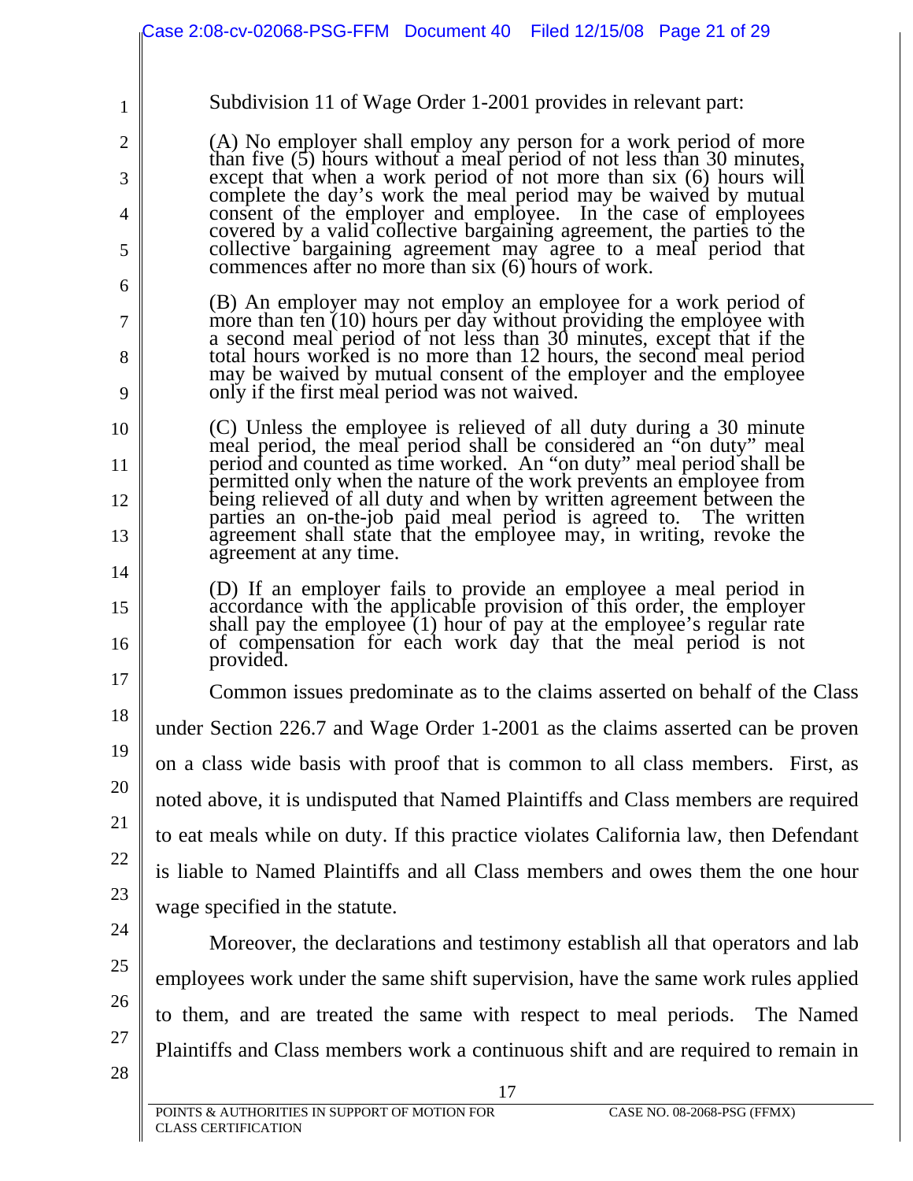Subdivision 11 of Wage Order 1-2001 provides in relevant part:

> (A) No employer shall employ any person for a work period of more than five (5) hours without a meal period of not less than 30 minutes, except that when a work period of not more than six (6) hours will complete the day's work the meal period may be waived by mutual consent of the employer and employee. In the case of employees covered by a valid collective bargaining agreement, the parties to the collective bargaining agreement may agree to a meal period that commences after no more than six (6) hours of work.
>
> (B) An employer may not employ an employee for a work period of more than ten (10) hours per day without providing the employee with a second meal period of not less than 30 minutes, except that if the total hours worked is no more than 12 hours, the second meal period may be waived by mutual consent of the employer and the employee only if the first meal period was not waived.
>
> (C) Unless the employee is relieved of all duty during a 30 minute meal period, the meal period shall be considered an "on duty" meal period and counted as time worked. An "on duty" meal period shall be permitted only when the nature of the work prevents an employee from being relieved of all duty and when by written agreement between the parties an on-the-job paid meal period is agreed to. The written agreement shall state that the employee may, in writing, revoke the agreement at any time.
>
> (D) If an employer fails to provide an employee a meal period in accordance with the applicable provision of this order, the employer shall pay the employee (1) hour of pay at the employee's regular rate of compensation for each work day that the meal period is not provided.

Common issues predominate as to the claims asserted on behalf of the Class under Section 226.7 and Wage Order 1-2001 as the claims asserted can be proven on a class wide basis with proof that is common to all class members. First, as noted above, it is undisputed that Named Plaintiffs and Class members are required to eat meals while on duty. If this practice violates California law, then Defendant is liable to Named Plaintiffs and all Class members and owes them the one hour wage specified in the statute.

Moreover, the declarations and testimony establish all that operators and lab employees work under the same shift supervision, have the same work rules applied to them, and are treated the same with respect to meal periods. The Named Plaintiffs and Class members work a continuous shift and are required to remain in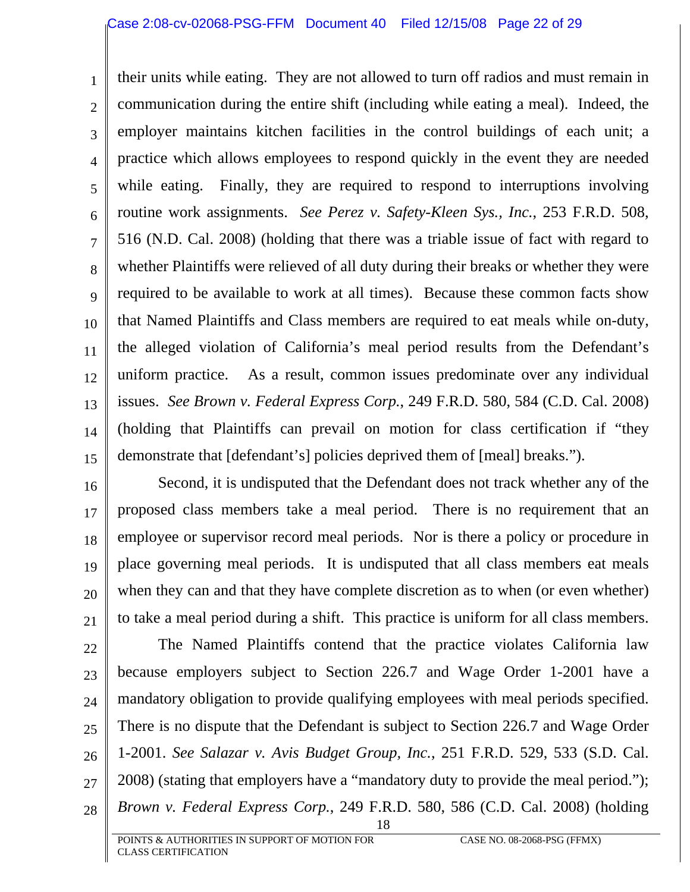their units while eating. They are not allowed to turn off radios and must remain in communication during the entire shift (including while eating a meal). Indeed, the employer maintains kitchen facilities in the control buildings of each unit; a practice which allows employees to respond quickly in the event they are needed while eating. Finally, they are required to respond to interruptions involving routine work assignments. *See Perez v. Safety-Kleen Sys., Inc.*, 253 F.R.D. 508, 516 (N.D. Cal. 2008) (holding that there was a triable issue of fact with regard to whether Plaintiffs were relieved of all duty during their breaks or whether they were required to be available to work at all times). Because these common facts show that Named Plaintiffs and Class members are required to eat meals while on-duty, the alleged violation of California's meal period results from the Defendant's uniform practice. As a result, common issues predominate over any individual issues. *See Brown v. Federal Express Corp.*, 249 F.R.D. 580, 584 (C.D. Cal. 2008) (holding that Plaintiffs can prevail on motion for class certification if "they demonstrate that [defendant's] policies deprived them of [meal] breaks.").

Second, it is undisputed that the Defendant does not track whether any of the proposed class members take a meal period. There is no requirement that an employee or supervisor record meal periods. Nor is there a policy or procedure in place governing meal periods. It is undisputed that all class members eat meals when they can and that they have complete discretion as to when (or even whether) to take a meal period during a shift. This practice is uniform for all class members.

The Named Plaintiffs contend that the practice violates California law because employers subject to Section 226.7 and Wage Order 1-2001 have a mandatory obligation to provide qualifying employees with meal periods specified. There is no dispute that the Defendant is subject to Section 226.7 and Wage Order 1-2001. *See Salazar v. Avis Budget Group, Inc.*, 251 F.R.D. 529, 533 (S.D. Cal. 2008) (stating that employers have a "mandatory duty to provide the meal period."); *Brown v. Federal Express Corp.*, 249 F.R.D. 580, 586 (C.D. Cal. 2008) (holding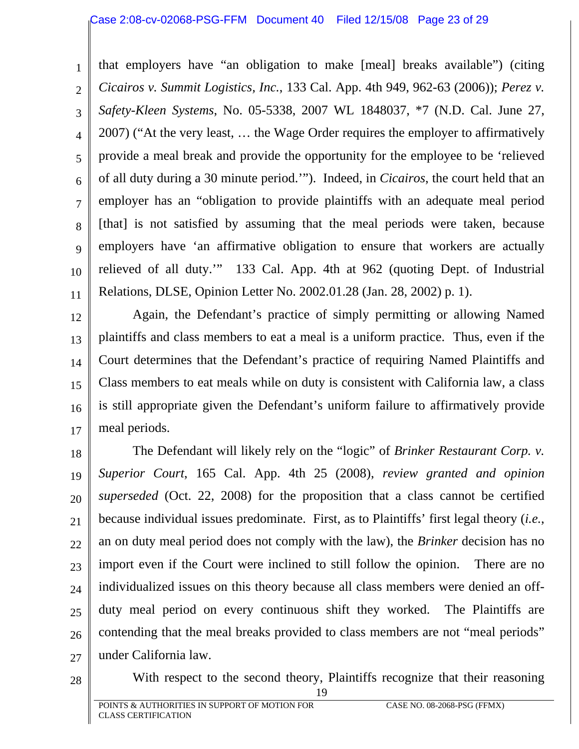that employers have "an obligation to make [meal] breaks available") (citing *Cicairos v. Summit Logistics, Inc.*, 133 Cal. App. 4th 949, 962-63 (2006)); *Perez v. Safety-Kleen Systems*, No. 05-5338, 2007 WL 1848037, *7 (N.D. Cal. June 27, 2007) ("At the very least, … the Wage Order requires the employer to affirmatively provide a meal break and provide the opportunity for the employee to be 'relieved of all duty during a 30 minute period.'"). Indeed, in *Cicairos*, the court held that an employer has an "obligation to provide plaintiffs with an adequate meal period [that] is not satisfied by assuming that the meal periods were taken, because employers have 'an affirmative obligation to ensure that workers are actually relieved of all duty.'" 133 Cal. App. 4th at 962 (quoting Dept. of Industrial Relations, DLSE, Opinion Letter No. 2002.01.28 (Jan. 28, 2002) p. 1).

Again, the Defendant's practice of simply permitting or allowing Named plaintiffs and class members to eat a meal is a uniform practice. Thus, even if the Court determines that the Defendant's practice of requiring Named Plaintiffs and Class members to eat meals while on duty is consistent with California law, a class is still appropriate given the Defendant's uniform failure to affirmatively provide meal periods.

The Defendant will likely rely on the "logic" of *Brinker Restaurant Corp. v. Superior Court*, 165 Cal. App. 4th 25 (2008), *review granted and opinion superseded* (Oct. 22, 2008) for the proposition that a class cannot be certified because individual issues predominate. First, as to Plaintiffs' first legal theory (*i.e.*, an on duty meal period does not comply with the law), the *Brinker* decision has no import even if the Court were inclined to still follow the opinion. There are no individualized issues on this theory because all class members were denied an off-duty meal period on every continuous shift they worked. The Plaintiffs are contending that the meal breaks provided to class members are not "meal periods" under California law.

With respect to the second theory, Plaintiffs recognize that their reasoning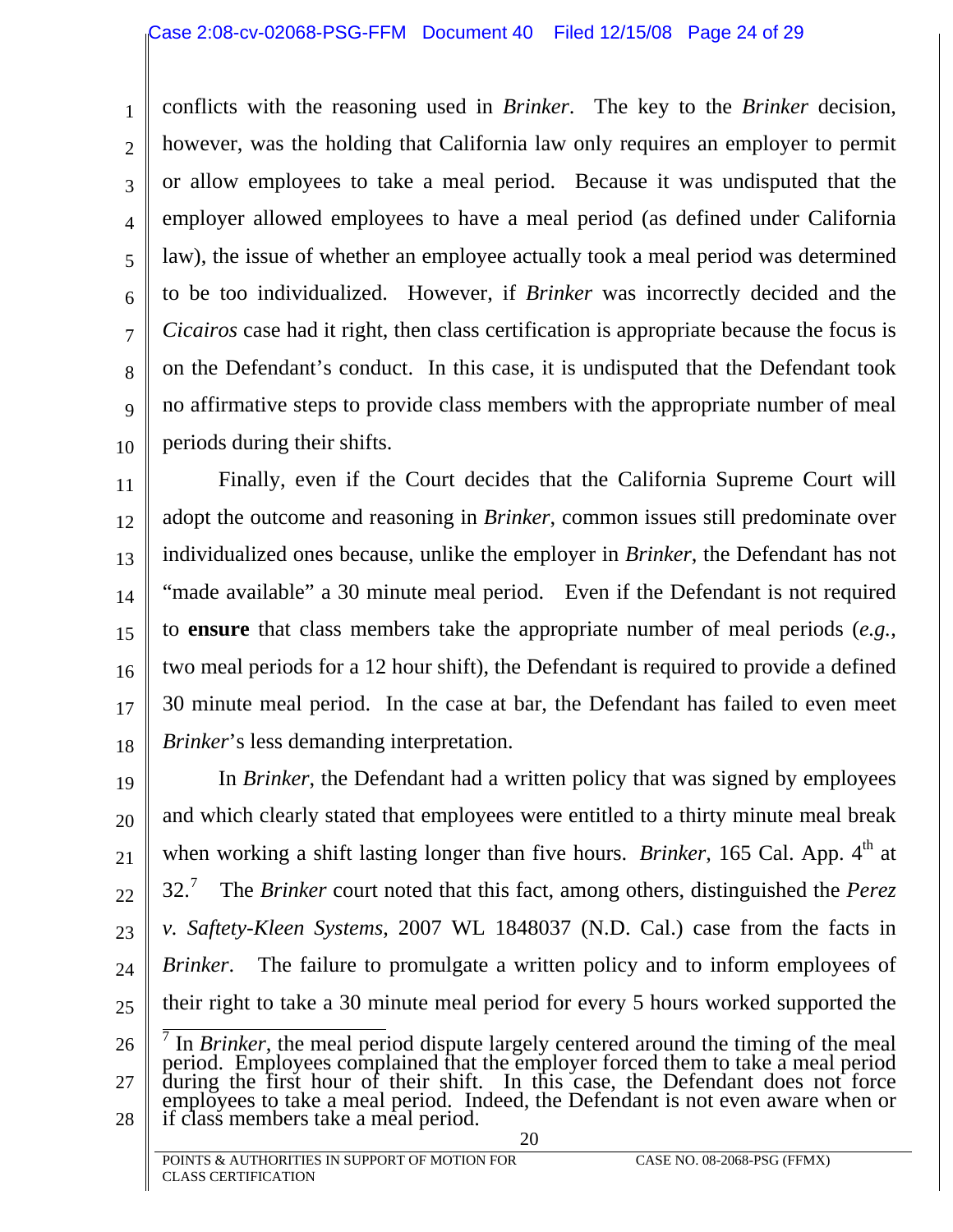conflicts with the reasoning used in *Brinker*. The key to the *Brinker* decision, however, was the holding that California law only requires an employer to permit or allow employees to take a meal period. Because it was undisputed that the employer allowed employees to have a meal period (as defined under California law), the issue of whether an employee actually took a meal period was determined to be too individualized. However, if *Brinker* was incorrectly decided and the *Cicairos* case had it right, then class certification is appropriate because the focus is on the Defendant's conduct. In this case, it is undisputed that the Defendant took no affirmative steps to provide class members with the appropriate number of meal periods during their shifts.

Finally, even if the Court decides that the California Supreme Court will adopt the outcome and reasoning in *Brinker*, common issues still predominate over individualized ones because, unlike the employer in *Brinker*, the Defendant has not "made available" a 30 minute meal period. Even if the Defendant is not required to **ensure** that class members take the appropriate number of meal periods (*e.g.*, two meal periods for a 12 hour shift), the Defendant is required to provide a defined 30 minute meal period. In the case at bar, the Defendant has failed to even meet *Brinker*'s less demanding interpretation.

In *Brinker*, the Defendant had a written policy that was signed by employees and which clearly stated that employees were entitled to a thirty minute meal break when working a shift lasting longer than five hours. *Brinker*, 165 Cal. App. 4th at 32.[7] The *Brinker* court noted that this fact, among others, distinguished the *Perez v. Saftety-Kleen Systems*, 2007 WL 1848037 (N.D. Cal.) case from the facts in *Brinker*. The failure to promulgate a written policy and to inform employees of their right to take a 30 minute meal period for every 5 hours worked supported the

---

[7] In *Brinker*, the meal period dispute largely centered around the timing of the meal period. Employees complained that the employer forced them to take a meal period during the first hour of their shift. In this case, the Defendant does not force employees to take a meal period. Indeed, the Defendant is not even aware when or if class members take a meal period.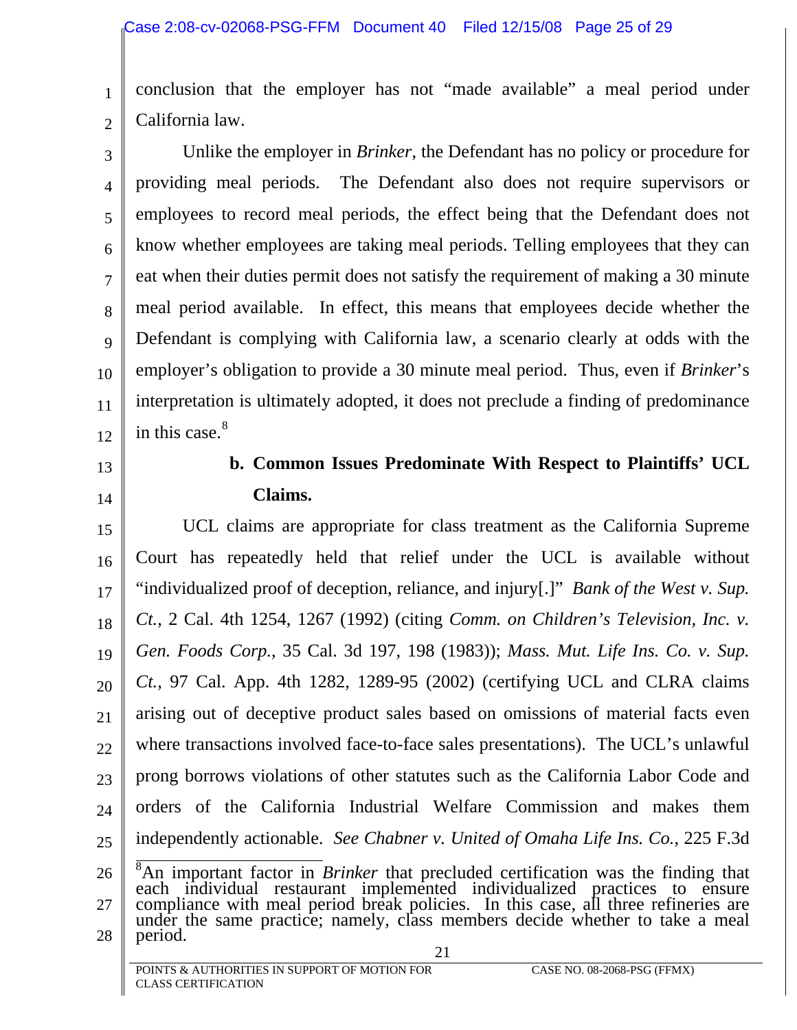conclusion that the employer has not "made available" a meal period under California law.

Unlike the employer in *Brinker*, the Defendant has no policy or procedure for providing meal periods. The Defendant also does not require supervisors or employees to record meal periods, the effect being that the Defendant does not know whether employees are taking meal periods. Telling employees that they can eat when their duties permit does not satisfy the requirement of making a 30 minute meal period available. In effect, this means that employees decide whether the Defendant is complying with California law, a scenario clearly at odds with the employer's obligation to provide a 30 minute meal period. Thus, even if *Brinker*'s interpretation is ultimately adopted, it does not preclude a finding of predominance in this case.[8]

**b. Common Issues Predominate With Respect to Plaintiffs' UCL Claims.**

UCL claims are appropriate for class treatment as the California Supreme Court has repeatedly held that relief under the UCL is available without "individualized proof of deception, reliance, and injury[.]" *Bank of the West v. Sup. Ct.*, 2 Cal. 4th 1254, 1267 (1992) (citing *Comm. on Children's Television, Inc. v. Gen. Foods Corp.*, 35 Cal. 3d 197, 198 (1983)); *Mass. Mut. Life Ins. Co. v. Sup. Ct.*, 97 Cal. App. 4th 1282, 1289-95 (2002) (certifying UCL and CLRA claims arising out of deceptive product sales based on omissions of material facts even where transactions involved face-to-face sales presentations). The UCL's unlawful prong borrows violations of other statutes such as the California Labor Code and orders of the California Industrial Welfare Commission and makes them independently actionable. *See Chabner v. United of Omaha Life Ins. Co.*, 225 F.3d

---

[8] An important factor in *Brinker* that precluded certification was the finding that each individual restaurant implemented individualized practices to ensure compliance with meal period break policies. In this case, all three refineries are under the same practice; namely, class members decide whether to take a meal period.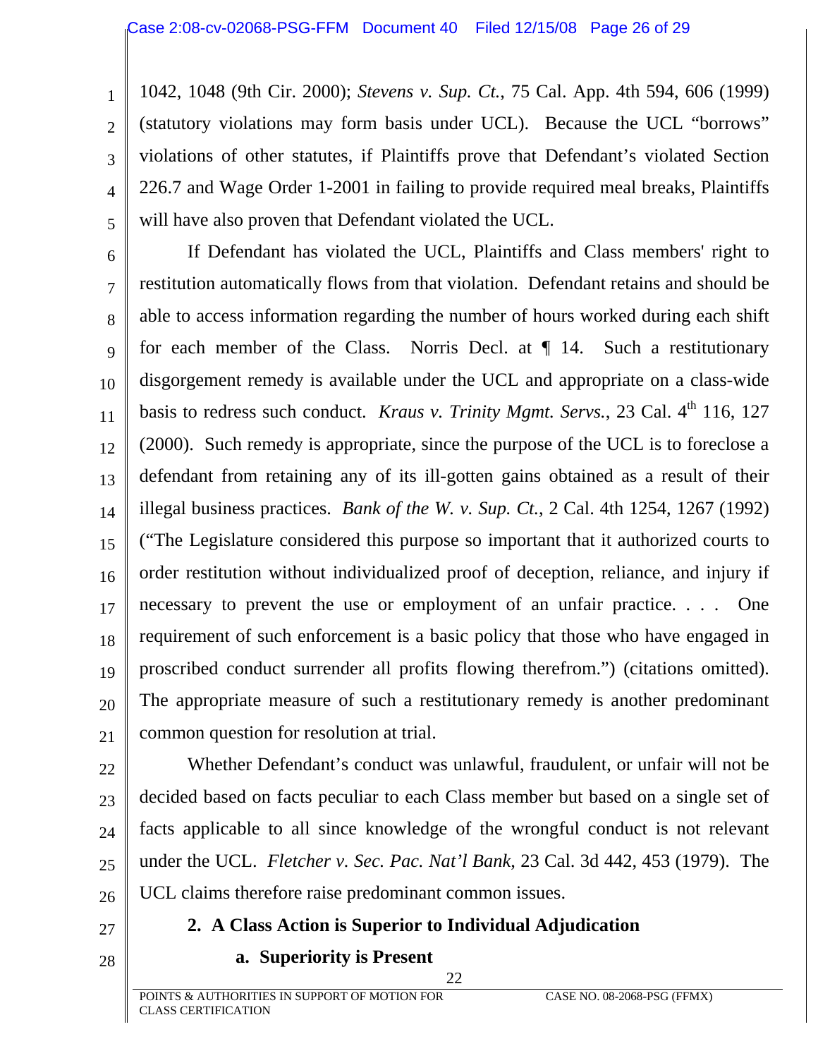1042, 1048 (9th Cir. 2000); *Stevens v. Sup. Ct.*, 75 Cal. App. 4th 594, 606 (1999) (statutory violations may form basis under UCL). Because the UCL "borrows" violations of other statutes, if Plaintiffs prove that Defendant's violated Section 226.7 and Wage Order 1-2001 in failing to provide required meal breaks, Plaintiffs will have also proven that Defendant violated the UCL.

If Defendant has violated the UCL, Plaintiffs and Class members' right to restitution automatically flows from that violation. Defendant retains and should be able to access information regarding the number of hours worked during each shift for each member of the Class. Norris Decl. at ¶ 14. Such a restitutionary disgorgement remedy is available under the UCL and appropriate on a class-wide basis to redress such conduct. *Kraus v. Trinity Mgmt. Servs.*, 23 Cal. 4th 116, 127 (2000). Such remedy is appropriate, since the purpose of the UCL is to foreclose a defendant from retaining any of its ill-gotten gains obtained as a result of their illegal business practices. *Bank of the W. v. Sup. Ct.*, 2 Cal. 4th 1254, 1267 (1992) ("The Legislature considered this purpose so important that it authorized courts to order restitution without individualized proof of deception, reliance, and injury if necessary to prevent the use or employment of an unfair practice. . . . One requirement of such enforcement is a basic policy that those who have engaged in proscribed conduct surrender all profits flowing therefrom.") (citations omitted). The appropriate measure of such a restitutionary remedy is another predominant common question for resolution at trial.

Whether Defendant's conduct was unlawful, fraudulent, or unfair will not be decided based on facts peculiar to each Class member but based on a single set of facts applicable to all since knowledge of the wrongful conduct is not relevant under the UCL. *Fletcher v. Sec. Pac. Nat'l Bank*, 23 Cal. 3d 442, 453 (1979). The UCL claims therefore raise predominant common issues.

**2. A Class Action is Superior to Individual Adjudication**

**a. Superiority is Present**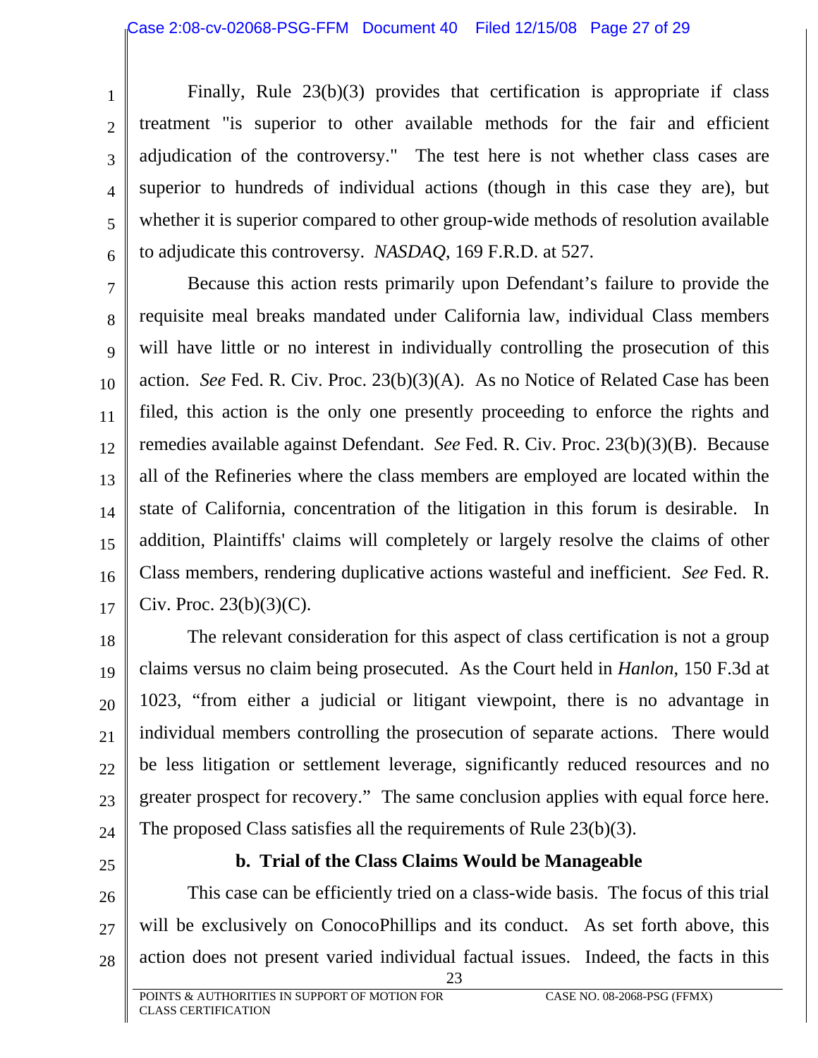Finally, Rule 23(b)(3) provides that certification is appropriate if class treatment "is superior to other available methods for the fair and efficient adjudication of the controversy." The test here is not whether class cases are superior to hundreds of individual actions (though in this case they are), but whether it is superior compared to other group-wide methods of resolution available to adjudicate this controversy. *NASDAQ*, 169 F.R.D. at 527.

Because this action rests primarily upon Defendant's failure to provide the requisite meal breaks mandated under California law, individual Class members will have little or no interest in individually controlling the prosecution of this action. *See* Fed. R. Civ. Proc. 23(b)(3)(A). As no Notice of Related Case has been filed, this action is the only one presently proceeding to enforce the rights and remedies available against Defendant. *See* Fed. R. Civ. Proc. 23(b)(3)(B). Because all of the Refineries where the class members are employed are located within the state of California, concentration of the litigation in this forum is desirable. In addition, Plaintiffs' claims will completely or largely resolve the claims of other Class members, rendering duplicative actions wasteful and inefficient. *See* Fed. R. Civ. Proc. 23(b)(3)(C).

The relevant consideration for this aspect of class certification is not a group claims versus no claim being prosecuted. As the Court held in *Hanlon*, 150 F.3d at 1023, "from either a judicial or litigant viewpoint, there is no advantage in individual members controlling the prosecution of separate actions. There would be less litigation or settlement leverage, significantly reduced resources and no greater prospect for recovery." The same conclusion applies with equal force here. The proposed Class satisfies all the requirements of Rule 23(b)(3).

**b. Trial of the Class Claims Would be Manageable**

This case can be efficiently tried on a class-wide basis. The focus of this trial will be exclusively on ConocoPhillips and its conduct. As set forth above, this action does not present varied individual factual issues. Indeed, the facts in this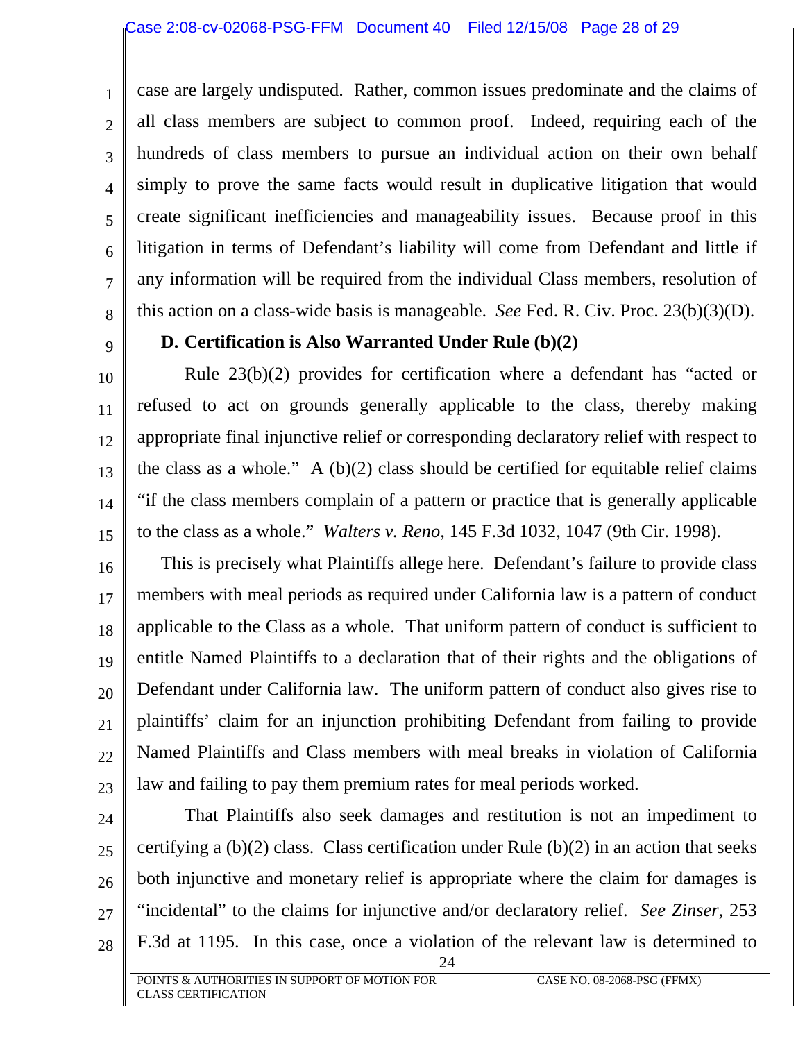case are largely undisputed. Rather, common issues predominate and the claims of all class members are subject to common proof. Indeed, requiring each of the hundreds of class members to pursue an individual action on their own behalf simply to prove the same facts would result in duplicative litigation that would create significant inefficiencies and manageability issues. Because proof in this litigation in terms of Defendant's liability will come from Defendant and little if any information will be required from the individual Class members, resolution of this action on a class-wide basis is manageable. *See* Fed. R. Civ. Proc. 23(b)(3)(D).

### D. Certification is Also Warranted Under Rule (b)(2)

Rule 23(b)(2) provides for certification where a defendant has "acted or refused to act on grounds generally applicable to the class, thereby making appropriate final injunctive relief or corresponding declaratory relief with respect to the class as a whole." A (b)(2) class should be certified for equitable relief claims "if the class members complain of a pattern or practice that is generally applicable to the class as a whole." *Walters v. Reno*, 145 F.3d 1032, 1047 (9th Cir. 1998).

This is precisely what Plaintiffs allege here. Defendant's failure to provide class members with meal periods as required under California law is a pattern of conduct applicable to the Class as a whole. That uniform pattern of conduct is sufficient to entitle Named Plaintiffs to a declaration that of their rights and the obligations of Defendant under California law. The uniform pattern of conduct also gives rise to plaintiffs' claim for an injunction prohibiting Defendant from failing to provide Named Plaintiffs and Class members with meal breaks in violation of California law and failing to pay them premium rates for meal periods worked.

That Plaintiffs also seek damages and restitution is not an impediment to certifying a (b)(2) class. Class certification under Rule (b)(2) in an action that seeks both injunctive and monetary relief is appropriate where the claim for damages is "incidental" to the claims for injunctive and/or declaratory relief. *See Zinser*, 253 F.3d at 1195. In this case, once a violation of the relevant law is determined to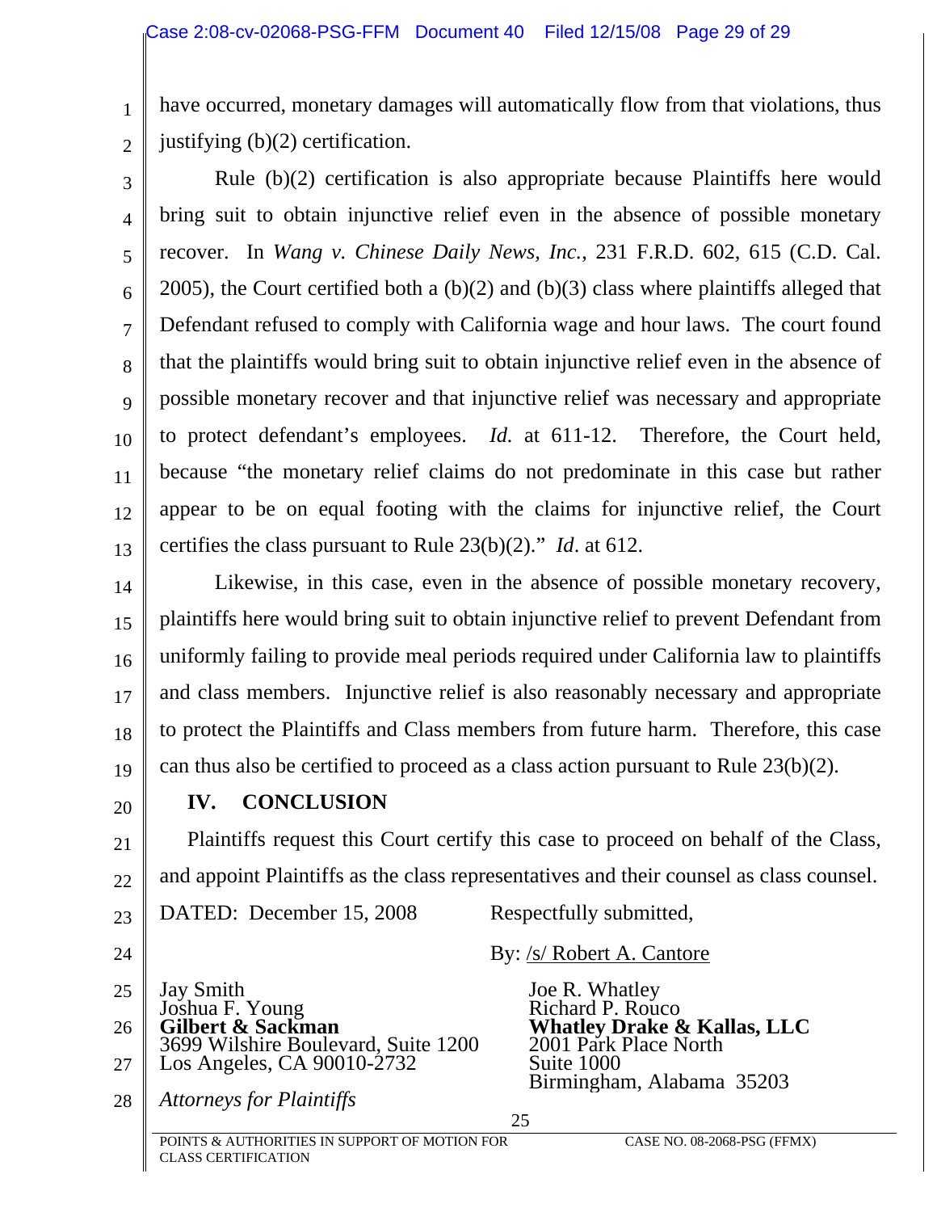have occurred, monetary damages will automatically flow from that violations, thus justifying (b)(2) certification.

Rule (b)(2) certification is also appropriate because Plaintiffs here would bring suit to obtain injunctive relief even in the absence of possible monetary recover. In *Wang v. Chinese Daily News, Inc.*, 231 F.R.D. 602, 615 (C.D. Cal. 2005), the Court certified both a (b)(2) and (b)(3) class where plaintiffs alleged that Defendant refused to comply with California wage and hour laws. The court found that the plaintiffs would bring suit to obtain injunctive relief even in the absence of possible monetary recover and that injunctive relief was necessary and appropriate to protect defendant's employees. *Id.* at 611-12. Therefore, the Court held, because "the monetary relief claims do not predominate in this case but rather appear to be on equal footing with the claims for injunctive relief, the Court certifies the class pursuant to Rule 23(b)(2)." *Id*. at 612.

Likewise, in this case, even in the absence of possible monetary recovery, plaintiffs here would bring suit to obtain injunctive relief to prevent Defendant from uniformly failing to provide meal periods required under California law to plaintiffs and class members. Injunctive relief is also reasonably necessary and appropriate to protect the Plaintiffs and Class members from future harm. Therefore, this case can thus also be certified to proceed as a class action pursuant to Rule 23(b)(2).

## IV. CONCLUSION

Plaintiffs request this Court certify this case to proceed on behalf of the Class, and appoint Plaintiffs as the class representatives and their counsel as class counsel.

DATED: December 15, 2008

Respectfully submitted,

By: /s/ Robert A. Cantore

Jay Smith
Joshua F. Young
**Gilbert & Sackman**
3699 Wilshire Boulevard, Suite 1200
Los Angeles, CA 90010-2732

Joe R. Whatley
Richard P. Rouco
**Whatley Drake & Kallas, LLC**
2001 Park Place North
Suite 1000
Birmingham, Alabama 35203

*Attorneys for Plaintiffs*